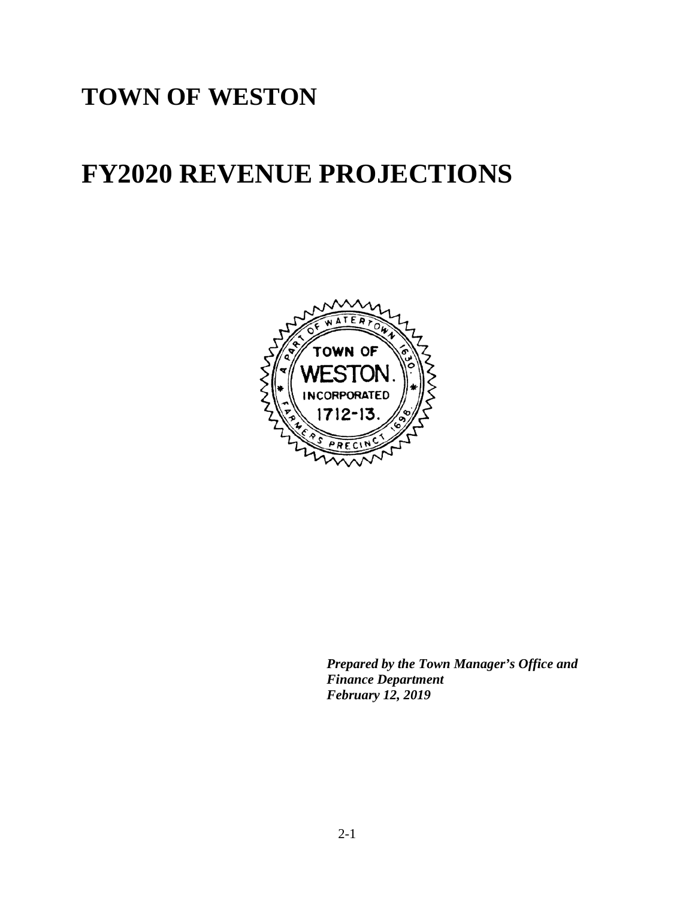# TOWN OF WESTON

# FY2020 REVENUE PROJECTIONS

***Prepared by the Town Manager's Office and Finance Department***
***February 12, 2019***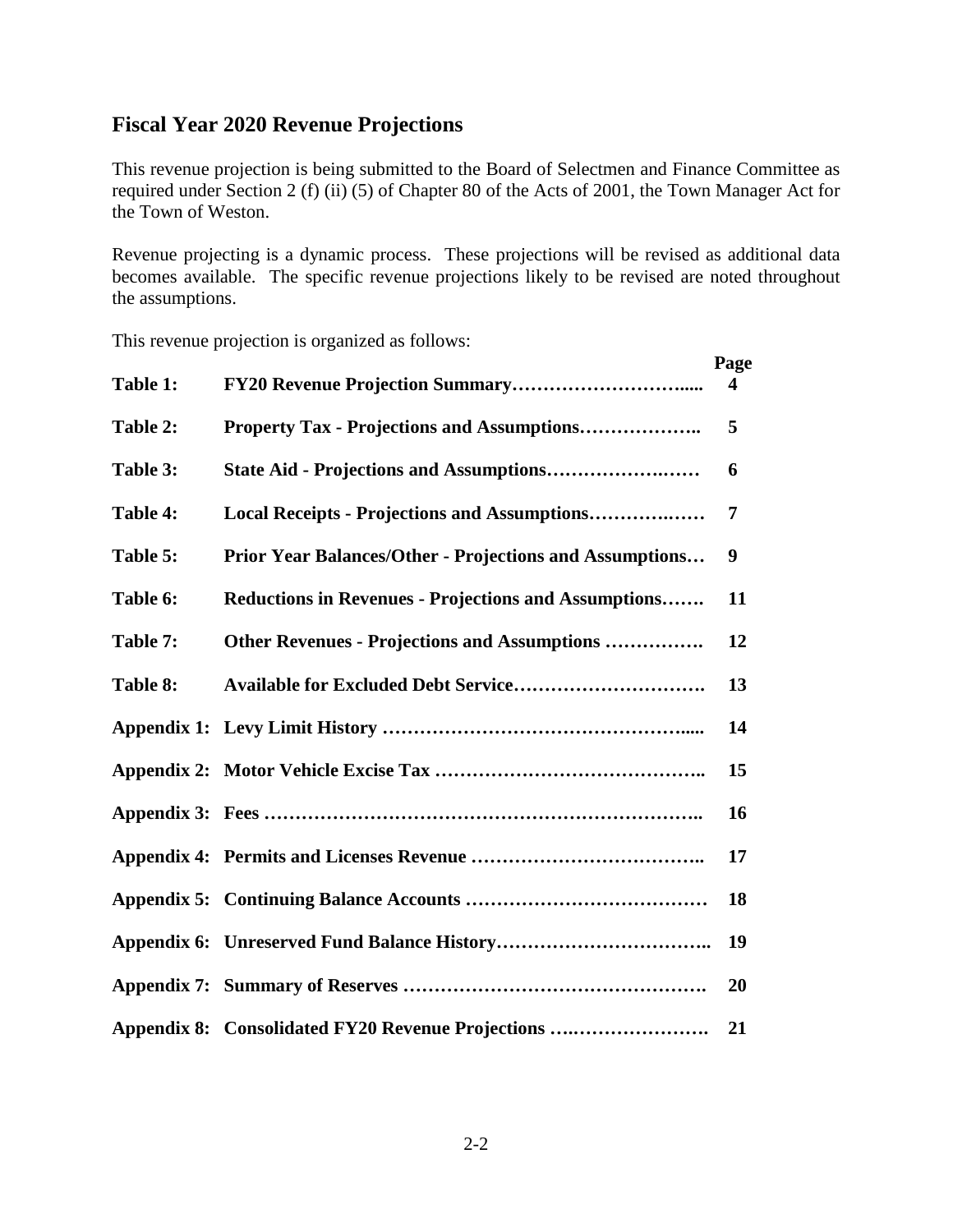## Fiscal Year 2020 Revenue Projections

This revenue projection is being submitted to the Board of Selectmen and Finance Committee as required under Section 2 (f) (ii) (5) of Chapter 80 of the Acts of 2001, the Town Manager Act for the Town of Weston.

Revenue projecting is a dynamic process. These projections will be revised as additional data becomes available. The specific revenue projections likely to be revised are noted throughout the assumptions.

This revenue projection is organized as follows:

| | | Page |
|---|---|---|
| **Table 1:** | **FY20 Revenue Projection Summary** | **4** |
| **Table 2:** | **Property Tax - Projections and Assumptions** | **5** |
| **Table 3:** | **State Aid - Projections and Assumptions** | **6** |
| **Table 4:** | **Local Receipts - Projections and Assumptions** | **7** |
| **Table 5:** | **Prior Year Balances/Other - Projections and Assumptions** | **9** |
| **Table 6:** | **Reductions in Revenues - Projections and Assumptions** | **11** |
| **Table 7:** | **Other Revenues - Projections and Assumptions** | **12** |
| **Table 8:** | **Available for Excluded Debt Service** | **13** |
| **Appendix 1:** | **Levy Limit History** | **14** |
| **Appendix 2:** | **Motor Vehicle Excise Tax** | **15** |
| **Appendix 3:** | **Fees** | **16** |
| **Appendix 4:** | **Permits and Licenses Revenue** | **17** |
| **Appendix 5:** | **Continuing Balance Accounts** | **18** |
| **Appendix 6:** | **Unreserved Fund Balance History** | **19** |
| **Appendix 7:** | **Summary of Reserves** | **20** |
| **Appendix 8:** | **Consolidated FY20 Revenue Projections** | **21** |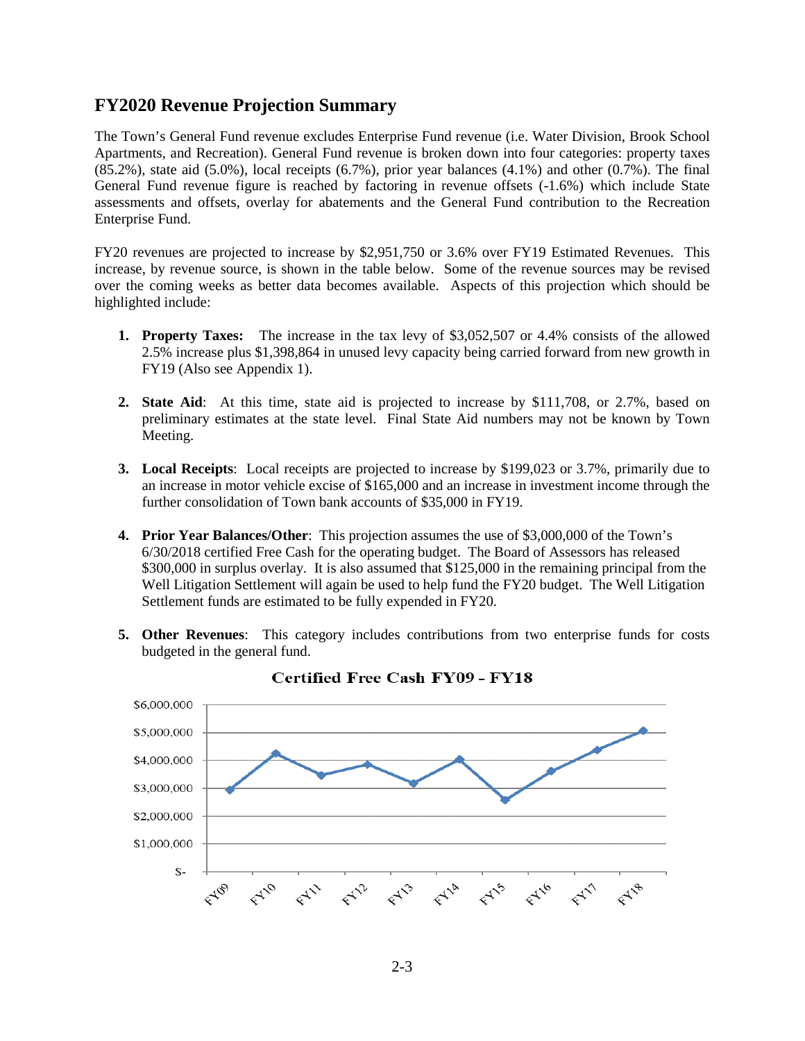## FY2020 Revenue Projection Summary

The Town's General Fund revenue excludes Enterprise Fund revenue (i.e. Water Division, Brook School Apartments, and Recreation). General Fund revenue is broken down into four categories: property taxes (85.2%), state aid (5.0%), local receipts (6.7%), prior year balances (4.1%) and other (0.7%). The final General Fund revenue figure is reached by factoring in revenue offsets (-1.6%) which include State assessments and offsets, overlay for abatements and the General Fund contribution to the Recreation Enterprise Fund.

FY20 revenues are projected to increase by $2,951,750 or 3.6% over FY19 Estimated Revenues. This increase, by revenue source, is shown in the table below. Some of the revenue sources may be revised over the coming weeks as better data becomes available. Aspects of this projection which should be highlighted include:

1. **Property Taxes:** The increase in the tax levy of $3,052,507 or 4.4% consists of the allowed 2.5% increase plus $1,398,864 in unused levy capacity being carried forward from new growth in FY19 (Also see Appendix 1).

2. **State Aid**: At this time, state aid is projected to increase by $111,708, or 2.7%, based on preliminary estimates at the state level. Final State Aid numbers may not be known by Town Meeting.

3. **Local Receipts**: Local receipts are projected to increase by $199,023 or 3.7%, primarily due to an increase in motor vehicle excise of $165,000 and an increase in investment income through the further consolidation of Town bank accounts of $35,000 in FY19.

4. **Prior Year Balances/Other**: This projection assumes the use of $3,000,000 of the Town's 6/30/2018 certified Free Cash for the operating budget. The Board of Assessors has released $300,000 in surplus overlay. It is also assumed that $125,000 in the remaining principal from the Well Litigation Settlement will again be used to help fund the FY20 budget. The Well Litigation Settlement funds are estimated to be fully expended in FY20.

5. **Other Revenues**: This category includes contributions from two enterprise funds for costs budgeted in the general fund.

**Certified Free Cash FY09 - FY18**

| Fiscal Year | Certified Free Cash (approx.) |
|---|---|
| FY09 | $2,950,000 |
| FY10 | $4,250,000 |
| FY11 | $3,450,000 |
| FY12 | $3,850,000 |
| FY13 | $3,200,000 |
| FY14 | $4,050,000 |
| FY15 | $2,600,000 |
| FY16 | $3,600,000 |
| FY17 | $4,350,000 |
| FY18 | $5,050,000 |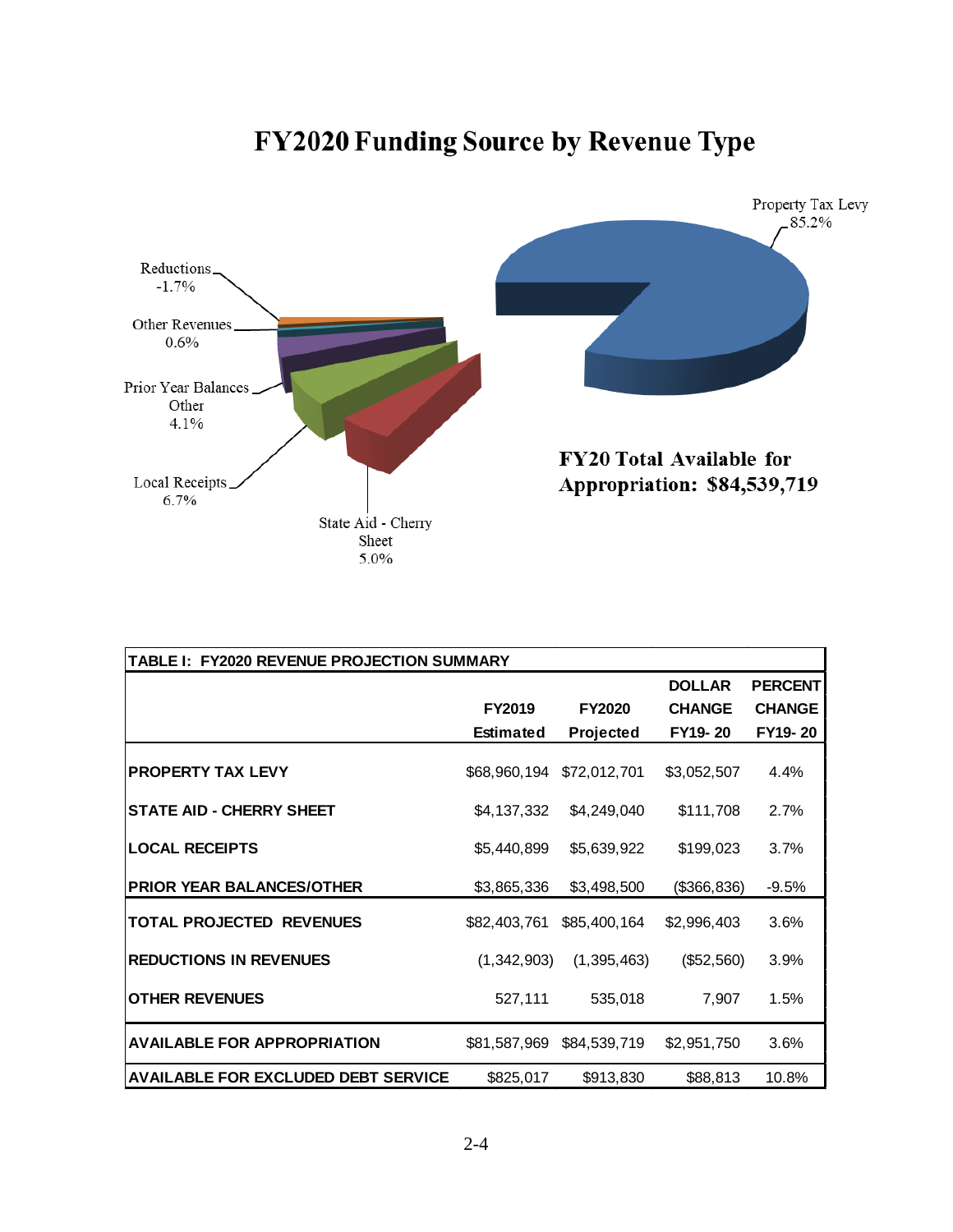# FY2020 Funding Source by Revenue Type

Property Tax Levy 85.2%

Reductions -1.7%

Other Revenues 0.6%

Prior Year Balances Other 4.1%

Local Receipts 6.7%

State Aid - Cherry Sheet 5.0%

**FY20 Total Available for Appropriation: $84,539,719**

| TABLE I: FY2020 REVENUE PROJECTION SUMMARY | | | | |
|---|---|---|---|---|
| | FY2019 Estimated | FY2020 Projected | DOLLAR CHANGE FY19- 20 | PERCENT CHANGE FY19- 20 |
| **PROPERTY TAX LEVY** | $68,960,194 | $72,012,701 | $3,052,507 | 4.4% |
| **STATE AID - CHERRY SHEET** | $4,137,332 | $4,249,040 | $111,708 | 2.7% |
| **LOCAL RECEIPTS** | $5,440,899 | $5,639,922 | $199,023 | 3.7% |
| **PRIOR YEAR BALANCES/OTHER** | $3,865,336 | $3,498,500 | ($366,836) | -9.5% |
| **TOTAL PROJECTED REVENUES** | $82,403,761 | $85,400,164 | $2,996,403 | 3.6% |
| **REDUCTIONS IN REVENUES** | (1,342,903) | (1,395,463) | ($52,560) | 3.9% |
| **OTHER REVENUES** | 527,111 | 535,018 | 7,907 | 1.5% |
| **AVAILABLE FOR APPROPRIATION** | $81,587,969 | $84,539,719 | $2,951,750 | 3.6% |
| **AVAILABLE FOR EXCLUDED DEBT SERVICE** | $825,017 | $913,830 | $88,813 | 10.8% |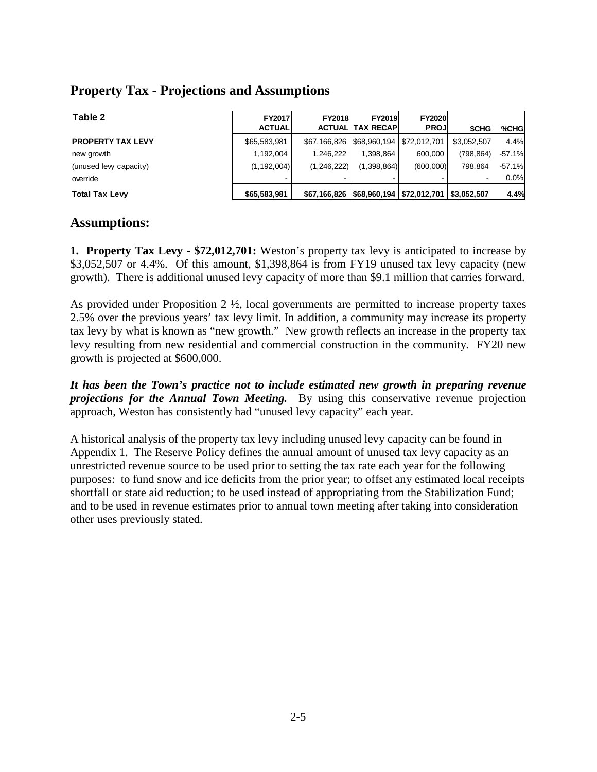## Property Tax - Projections and Assumptions

| Table 2 | FY2017 ACTUAL | FY2018 ACTUAL | FY2019 TAX RECAP | FY2020 PROJ | $CHG | %CHG |
|---|---|---|---|---|---|---|
| **PROPERTY TAX LEVY** | $65,583,981 | $67,166,826 | $68,960,194 | $72,012,701 | $3,052,507 | 4.4% |
| new growth | 1,192,004 | 1,246,222 | 1,398,864 | 600,000 | (798,864) | -57.1% |
| (unused levy capacity) | (1,192,004) | (1,246,222) | (1,398,864) | (600,000) | 798,864 | -57.1% |
| override | - | - | - | - | - | 0.0% |
| **Total Tax Levy** | **$65,583,981** | **$67,166,826** | **$68,960,194** | **$72,012,701** | **$3,052,507** | **4.4%** |

## Assumptions:

**1. Property Tax Levy - $72,012,701:** Weston's property tax levy is anticipated to increase by $3,052,507 or 4.4%. Of this amount, $1,398,864 is from FY19 unused tax levy capacity (new growth). There is additional unused levy capacity of more than $9.1 million that carries forward.

As provided under Proposition 2 ½, local governments are permitted to increase property taxes 2.5% over the previous years' tax levy limit. In addition, a community may increase its property tax levy by what is known as "new growth." New growth reflects an increase in the property tax levy resulting from new residential and commercial construction in the community. FY20 new growth is projected at $600,000.

***It has been the Town's practice not to include estimated new growth in preparing revenue projections for the Annual Town Meeting.*** By using this conservative revenue projection approach, Weston has consistently had "unused levy capacity" each year.

A historical analysis of the property tax levy including unused levy capacity can be found in Appendix 1. The Reserve Policy defines the annual amount of unused tax levy capacity as an unrestricted revenue source to be used prior to setting the tax rate each year for the following purposes: to fund snow and ice deficits from the prior year; to offset any estimated local receipts shortfall or state aid reduction; to be used instead of appropriating from the Stabilization Fund; and to be used in revenue estimates prior to annual town meeting after taking into consideration other uses previously stated.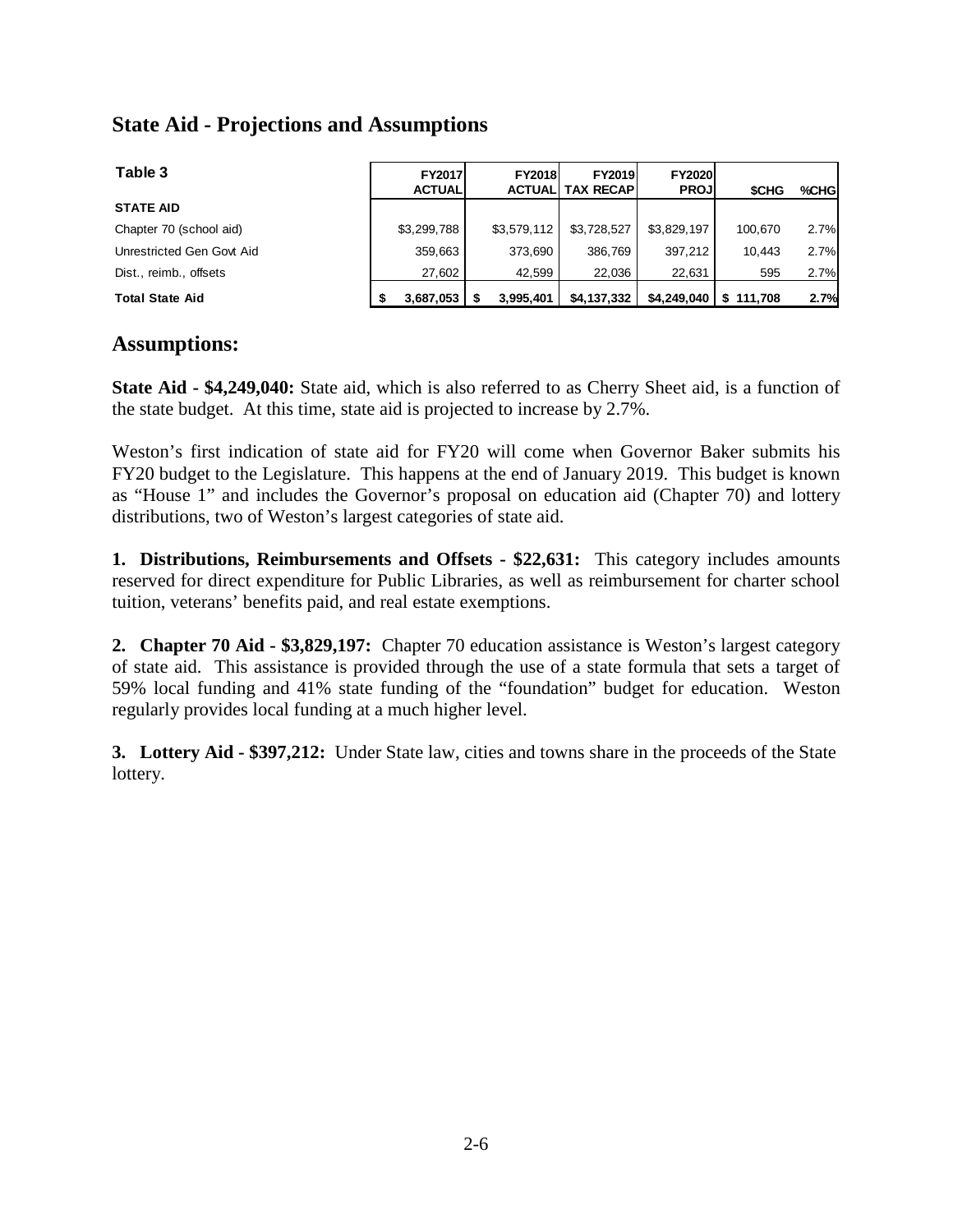## State Aid - Projections and Assumptions

| Table 3 | FY2017 ACTUAL | FY2018 ACTUAL | FY2019 TAX RECAP | FY2020 PROJ | $CHG | %CHG |
|---|---|---|---|---|---|---|
| **STATE AID** | | | | | | |
| Chapter 70 (school aid) | $3,299,788 | $3,579,112 | $3,728,527 | $3,829,197 | 100,670 | 2.7% |
| Unrestricted Gen Govt Aid | 359,663 | 373,690 | 386,769 | 397,212 | 10,443 | 2.7% |
| Dist., reimb., offsets | 27,602 | 42,599 | 22,036 | 22,631 | 595 | 2.7% |
| **Total State Aid** | **$ 3,687,053** | **$ 3,995,401** | **$4,137,332** | **$4,249,040** | **$ 111,708** | **2.7%** |

## Assumptions:

**State Aid - $4,249,040:** State aid, which is also referred to as Cherry Sheet aid, is a function of the state budget. At this time, state aid is projected to increase by 2.7%.

Weston's first indication of state aid for FY20 will come when Governor Baker submits his FY20 budget to the Legislature. This happens at the end of January 2019. This budget is known as "House 1" and includes the Governor's proposal on education aid (Chapter 70) and lottery distributions, two of Weston's largest categories of state aid.

**1. Distributions, Reimbursements and Offsets - $22,631:** This category includes amounts reserved for direct expenditure for Public Libraries, as well as reimbursement for charter school tuition, veterans' benefits paid, and real estate exemptions.

**2. Chapter 70 Aid - $3,829,197:** Chapter 70 education assistance is Weston's largest category of state aid. This assistance is provided through the use of a state formula that sets a target of 59% local funding and 41% state funding of the "foundation" budget for education. Weston regularly provides local funding at a much higher level.

**3. Lottery Aid - $397,212:** Under State law, cities and towns share in the proceeds of the State lottery.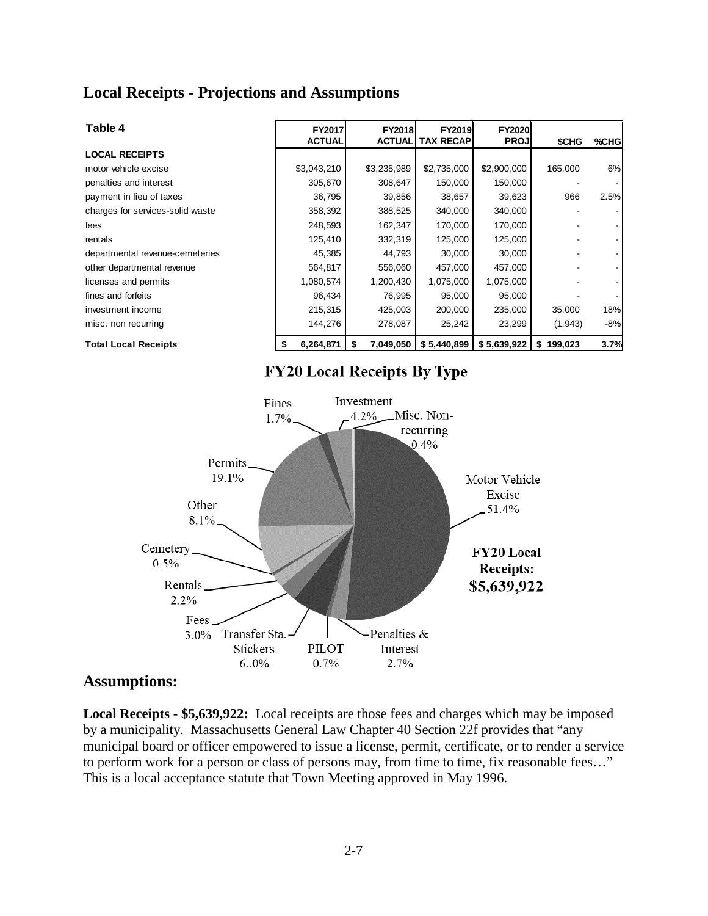## Local Receipts - Projections and Assumptions

| Table 4 | FY2017 ACTUAL | FY2018 ACTUAL | FY2019 TAX RECAP | FY2020 PROJ | $CHG | %CHG |
|---|---|---|---|---|---|---|
| **LOCAL RECEIPTS** | | | | | | |
| motor vehicle excise | $3,043,210 | $3,235,989 | $2,735,000 | $2,900,000 | 165,000 | 6% |
| penalties and interest | 305,670 | 308,647 | 150,000 | 150,000 | - | - |
| payment in lieu of taxes | 36,795 | 39,856 | 38,657 | 39,623 | 966 | 2.5% |
| charges for services-solid waste | 358,392 | 388,525 | 340,000 | 340,000 | - | - |
| fees | 248,593 | 162,347 | 170,000 | 170,000 | - | - |
| rentals | 125,410 | 332,319 | 125,000 | 125,000 | - | - |
| departmental revenue-cemeteries | 45,385 | 44,793 | 30,000 | 30,000 | - | - |
| other departmental revenue | 564,817 | 556,060 | 457,000 | 457,000 | - | - |
| licenses and permits | 1,080,574 | 1,200,430 | 1,075,000 | 1,075,000 | - | - |
| fines and forfeits | 96,434 | 76,995 | 95,000 | 95,000 | - | - |
| investment income | 215,315 | 425,003 | 200,000 | 235,000 | 35,000 | 18% |
| misc. non recurring | 144,276 | 278,087 | 25,242 | 23,299 | (1,943) | -8% |
| **Total Local Receipts** | **$ 6,264,871** | **$ 7,049,050** | **$ 5,440,899** | **$ 5,639,922** | **$ 199,023** | **3.7%** |

**FY20 Local Receipts By Type**

Motor Vehicle Excise 51.4%; Permits 19.1%; Other 8.1%; Transfer Sta. Stickers 6..0%; Investment 4.2%; Fees 3.0%; Penalties & Interest 2.7%; Rentals 2.2%; Fines 1.7%; PILOT 0.7%; Cemetery 0.5%; Misc. Non-recurring 0.4%

**FY20 Local Receipts: $5,639,922**

## Assumptions:

**Local Receipts - $5,639,922:** Local receipts are those fees and charges which may be imposed by a municipality. Massachusetts General Law Chapter 40 Section 22f provides that "any municipal board or officer empowered to issue a license, permit, certificate, or to render a service to perform work for a person or class of persons may, from time to time, fix reasonable fees…" This is a local acceptance statute that Town Meeting approved in May 1996.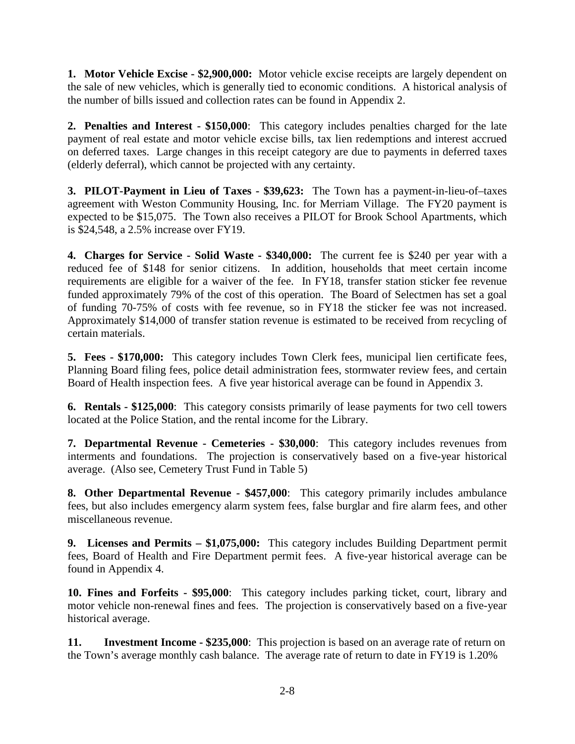**1. Motor Vehicle Excise - $2,900,000:** Motor vehicle excise receipts are largely dependent on the sale of new vehicles, which is generally tied to economic conditions. A historical analysis of the number of bills issued and collection rates can be found in Appendix 2.

**2. Penalties and Interest - $150,000**: This category includes penalties charged for the late payment of real estate and motor vehicle excise bills, tax lien redemptions and interest accrued on deferred taxes. Large changes in this receipt category are due to payments in deferred taxes (elderly deferral), which cannot be projected with any certainty.

**3. PILOT-Payment in Lieu of Taxes - $39,623:** The Town has a payment-in-lieu-of–taxes agreement with Weston Community Housing, Inc. for Merriam Village. The FY20 payment is expected to be $15,075. The Town also receives a PILOT for Brook School Apartments, which is $24,548, a 2.5% increase over FY19.

**4. Charges for Service - Solid Waste - $340,000:** The current fee is $240 per year with a reduced fee of $148 for senior citizens. In addition, households that meet certain income requirements are eligible for a waiver of the fee. In FY18, transfer station sticker fee revenue funded approximately 79% of the cost of this operation. The Board of Selectmen has set a goal of funding 70-75% of costs with fee revenue, so in FY18 the sticker fee was not increased. Approximately $14,000 of transfer station revenue is estimated to be received from recycling of certain materials.

**5. Fees - $170,000:** This category includes Town Clerk fees, municipal lien certificate fees, Planning Board filing fees, police detail administration fees, stormwater review fees, and certain Board of Health inspection fees. A five year historical average can be found in Appendix 3.

**6. Rentals - $125,000**: This category consists primarily of lease payments for two cell towers located at the Police Station, and the rental income for the Library.

**7. Departmental Revenue - Cemeteries - $30,000**: This category includes revenues from interments and foundations. The projection is conservatively based on a five-year historical average. (Also see, Cemetery Trust Fund in Table 5)

**8. Other Departmental Revenue - $457,000**: This category primarily includes ambulance fees, but also includes emergency alarm system fees, false burglar and fire alarm fees, and other miscellaneous revenue.

**9. Licenses and Permits – $1,075,000:** This category includes Building Department permit fees, Board of Health and Fire Department permit fees. A five-year historical average can be found in Appendix 4.

**10. Fines and Forfeits - $95,000**: This category includes parking ticket, court, library and motor vehicle non-renewal fines and fees. The projection is conservatively based on a five-year historical average.

**11. Investment Income - $235,000**: This projection is based on an average rate of return on the Town's average monthly cash balance. The average rate of return to date in FY19 is 1.20%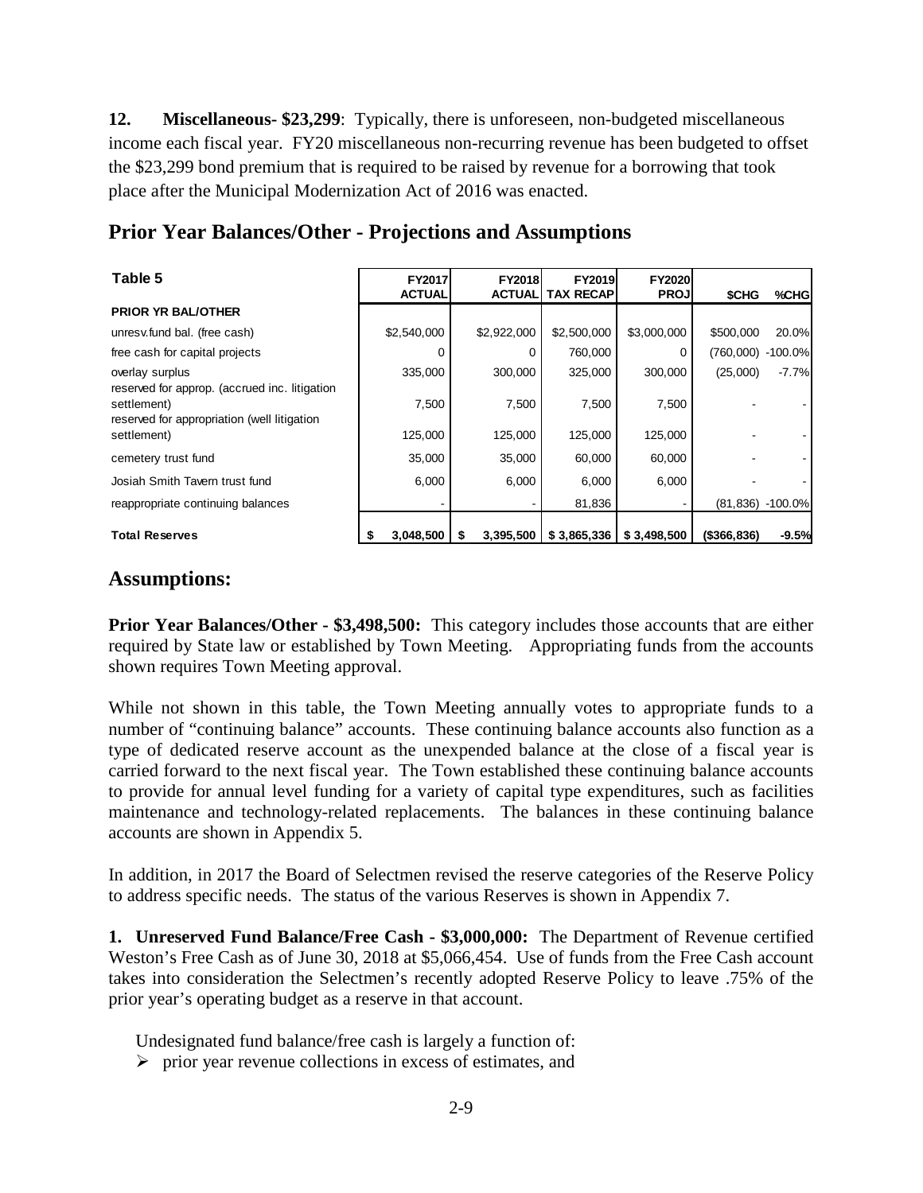**12. Miscellaneous- $23,299**: Typically, there is unforeseen, non-budgeted miscellaneous income each fiscal year. FY20 miscellaneous non-recurring revenue has been budgeted to offset the $23,299 bond premium that is required to be raised by revenue for a borrowing that took place after the Municipal Modernization Act of 2016 was enacted.

## Prior Year Balances/Other - Projections and Assumptions

| Table 5 | FY2017 ACTUAL | FY2018 ACTUAL | FY2019 TAX RECAP | FY2020 PROJ | $CHG | %CHG |
|---|---|---|---|---|---|---|
| **PRIOR YR BAL/OTHER** | | | | | | |
| unresv.fund bal. (free cash) | $2,540,000 | $2,922,000 | $2,500,000 | $3,000,000 | $500,000 | 20.0% |
| free cash for capital projects | 0 | 0 | 760,000 | 0 | (760,000) | -100.0% |
| overlay surplus | 335,000 | 300,000 | 325,000 | 300,000 | (25,000) | -7.7% |
| reserved for approp. (accrued inc. litigation settlement) | 7,500 | 7,500 | 7,500 | 7,500 | - | - |
| reserved for appropriation (well litigation settlement) | 125,000 | 125,000 | 125,000 | 125,000 | - | - |
| cemetery trust fund | 35,000 | 35,000 | 60,000 | 60,000 | - | - |
| Josiah Smith Tavern trust fund | 6,000 | 6,000 | 6,000 | 6,000 | - | - |
| reappropriate continuing balances | - | - | 81,836 | - | (81,836) | -100.0% |
| **Total Reserves** | **$ 3,048,500** | **$ 3,395,500** | **$ 3,865,336** | **$ 3,498,500** | **($366,836)** | **-9.5%** |

## Assumptions:

**Prior Year Balances/Other - $3,498,500:** This category includes those accounts that are either required by State law or established by Town Meeting. Appropriating funds from the accounts shown requires Town Meeting approval.

While not shown in this table, the Town Meeting annually votes to appropriate funds to a number of "continuing balance" accounts. These continuing balance accounts also function as a type of dedicated reserve account as the unexpended balance at the close of a fiscal year is carried forward to the next fiscal year. The Town established these continuing balance accounts to provide for annual level funding for a variety of capital type expenditures, such as facilities maintenance and technology-related replacements. The balances in these continuing balance accounts are shown in Appendix 5.

In addition, in 2017 the Board of Selectmen revised the reserve categories of the Reserve Policy to address specific needs. The status of the various Reserves is shown in Appendix 7.

**1. Unreserved Fund Balance/Free Cash - $3,000,000:** The Department of Revenue certified Weston's Free Cash as of June 30, 2018 at $5,066,454. Use of funds from the Free Cash account takes into consideration the Selectmen's recently adopted Reserve Policy to leave .75% of the prior year's operating budget as a reserve in that account.

Undesignated fund balance/free cash is largely a function of:

- prior year revenue collections in excess of estimates, and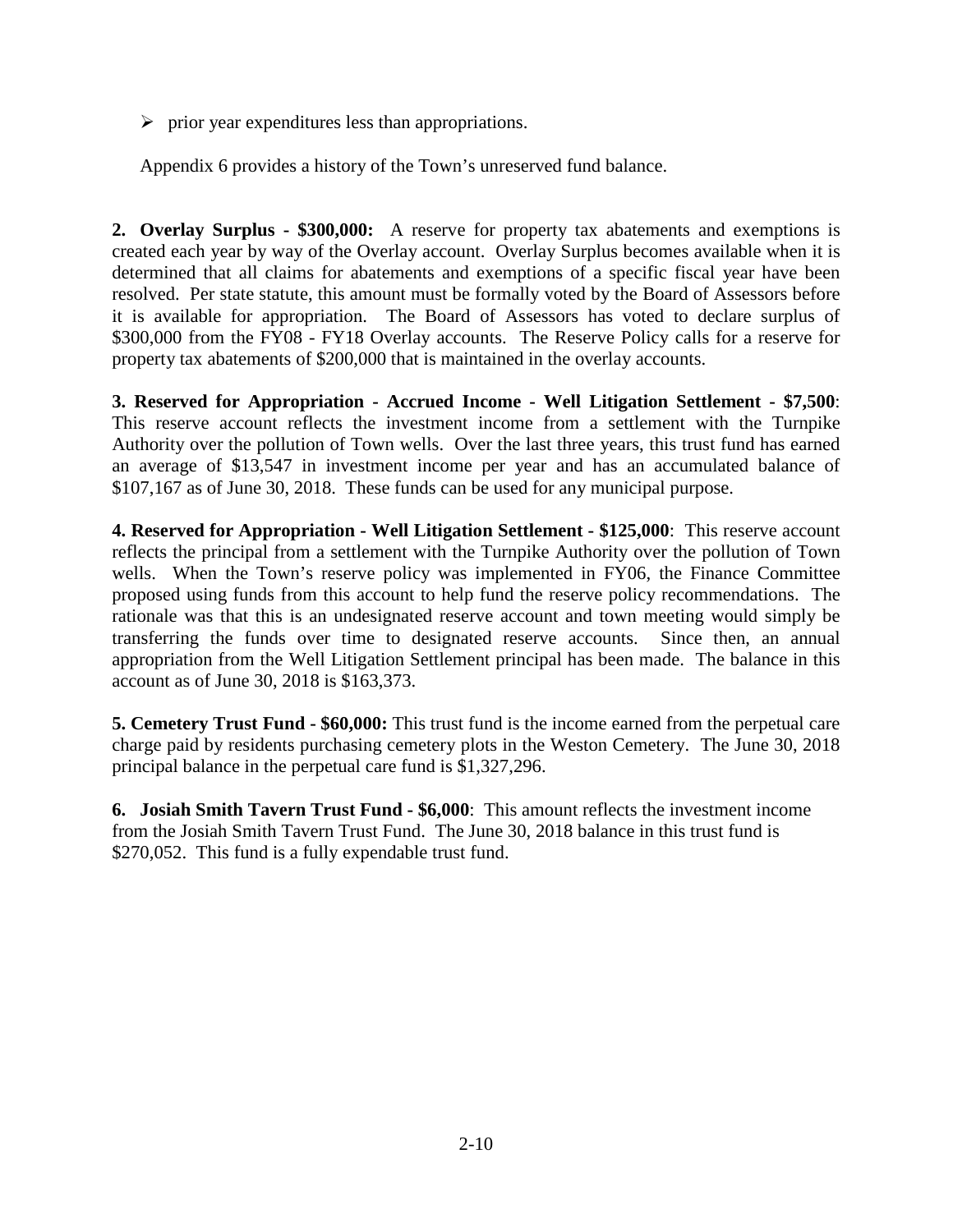- prior year expenditures less than appropriations.

Appendix 6 provides a history of the Town's unreserved fund balance.

**2. Overlay Surplus - $300,000:** A reserve for property tax abatements and exemptions is created each year by way of the Overlay account. Overlay Surplus becomes available when it is determined that all claims for abatements and exemptions of a specific fiscal year have been resolved. Per state statute, this amount must be formally voted by the Board of Assessors before it is available for appropriation. The Board of Assessors has voted to declare surplus of $300,000 from the FY08 - FY18 Overlay accounts. The Reserve Policy calls for a reserve for property tax abatements of $200,000 that is maintained in the overlay accounts.

**3. Reserved for Appropriation - Accrued Income - Well Litigation Settlement - $7,500**: This reserve account reflects the investment income from a settlement with the Turnpike Authority over the pollution of Town wells. Over the last three years, this trust fund has earned an average of $13,547 in investment income per year and has an accumulated balance of $107,167 as of June 30, 2018. These funds can be used for any municipal purpose.

**4. Reserved for Appropriation - Well Litigation Settlement - $125,000**: This reserve account reflects the principal from a settlement with the Turnpike Authority over the pollution of Town wells. When the Town's reserve policy was implemented in FY06, the Finance Committee proposed using funds from this account to help fund the reserve policy recommendations. The rationale was that this is an undesignated reserve account and town meeting would simply be transferring the funds over time to designated reserve accounts. Since then, an annual appropriation from the Well Litigation Settlement principal has been made. The balance in this account as of June 30, 2018 is $163,373.

**5. Cemetery Trust Fund - $60,000:** This trust fund is the income earned from the perpetual care charge paid by residents purchasing cemetery plots in the Weston Cemetery. The June 30, 2018 principal balance in the perpetual care fund is $1,327,296.

**6. Josiah Smith Tavern Trust Fund - $6,000**: This amount reflects the investment income from the Josiah Smith Tavern Trust Fund. The June 30, 2018 balance in this trust fund is $270,052. This fund is a fully expendable trust fund.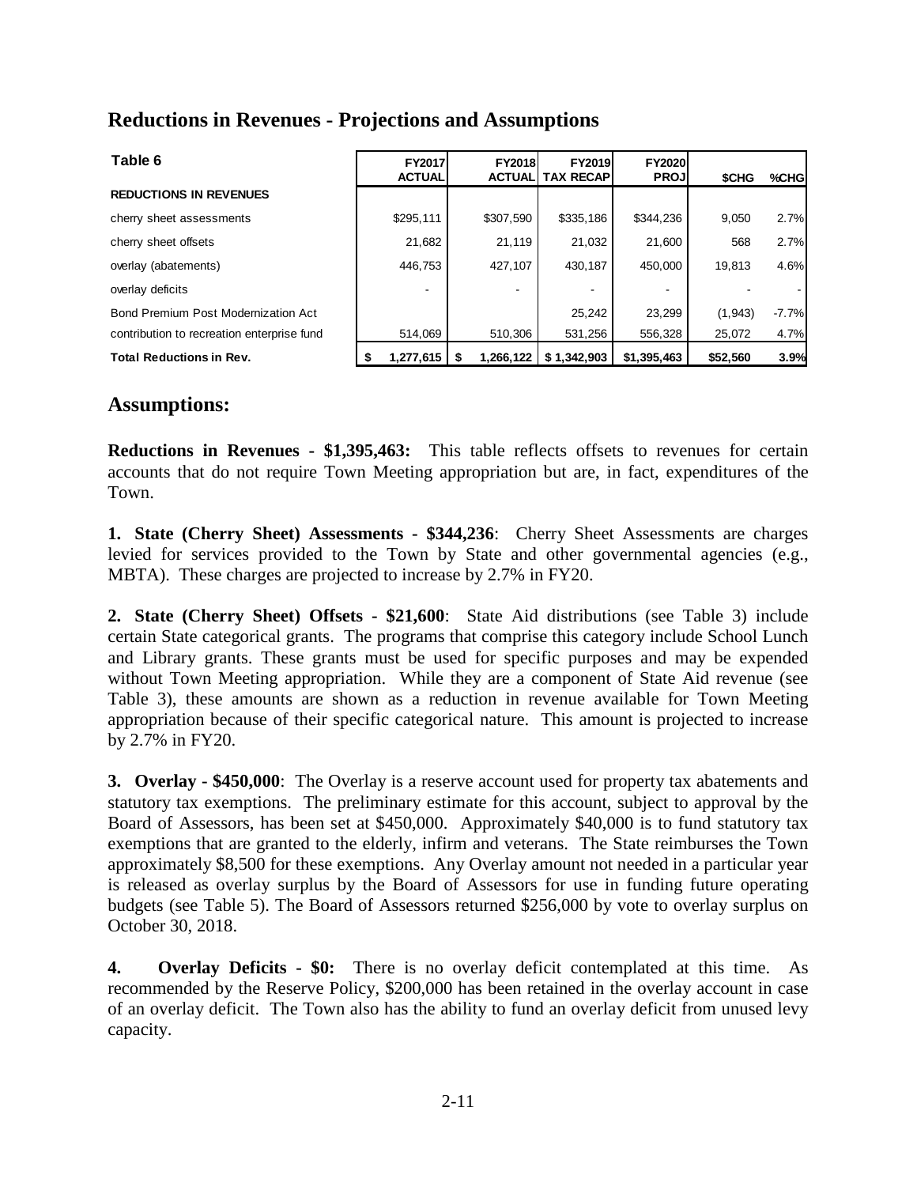## Reductions in Revenues - Projections and Assumptions

| Table 6 | FY2017 ACTUAL | FY2018 ACTUAL | FY2019 TAX RECAP | FY2020 PROJ | $CHG | %CHG |
|---|---|---|---|---|---|---|
| **REDUCTIONS IN REVENUES** | | | | | | |
| cherry sheet assessments | $295,111 | $307,590 | $335,186 | $344,236 | 9,050 | 2.7% |
| cherry sheet offsets | 21,682 | 21,119 | 21,032 | 21,600 | 568 | 2.7% |
| overlay (abatements) | 446,753 | 427,107 | 430,187 | 450,000 | 19,813 | 4.6% |
| overlay deficits | - | - | - | - | - | - |
| Bond Premium Post Modernization Act | | | 25,242 | 23,299 | (1,943) | -7.7% |
| contribution to recreation enterprise fund | 514,069 | 510,306 | 531,256 | 556,328 | 25,072 | 4.7% |
| **Total Reductions in Rev.** | **$ 1,277,615** | **$ 1,266,122** | **$ 1,342,903** | **$1,395,463** | **$52,560** | **3.9%** |

## Assumptions:

**Reductions in Revenues - $1,395,463:** This table reflects offsets to revenues for certain accounts that do not require Town Meeting appropriation but are, in fact, expenditures of the Town.

**1. State (Cherry Sheet) Assessments - $344,236**: Cherry Sheet Assessments are charges levied for services provided to the Town by State and other governmental agencies (e.g., MBTA). These charges are projected to increase by 2.7% in FY20.

**2. State (Cherry Sheet) Offsets - $21,600**: State Aid distributions (see Table 3) include certain State categorical grants. The programs that comprise this category include School Lunch and Library grants. These grants must be used for specific purposes and may be expended without Town Meeting appropriation. While they are a component of State Aid revenue (see Table 3), these amounts are shown as a reduction in revenue available for Town Meeting appropriation because of their specific categorical nature. This amount is projected to increase by 2.7% in FY20.

**3. Overlay - $450,000**: The Overlay is a reserve account used for property tax abatements and statutory tax exemptions. The preliminary estimate for this account, subject to approval by the Board of Assessors, has been set at $450,000. Approximately $40,000 is to fund statutory tax exemptions that are granted to the elderly, infirm and veterans. The State reimburses the Town approximately $8,500 for these exemptions. Any Overlay amount not needed in a particular year is released as overlay surplus by the Board of Assessors for use in funding future operating budgets (see Table 5). The Board of Assessors returned $256,000 by vote to overlay surplus on October 30, 2018.

**4. Overlay Deficits - $0:** There is no overlay deficit contemplated at this time. As recommended by the Reserve Policy, $200,000 has been retained in the overlay account in case of an overlay deficit. The Town also has the ability to fund an overlay deficit from unused levy capacity.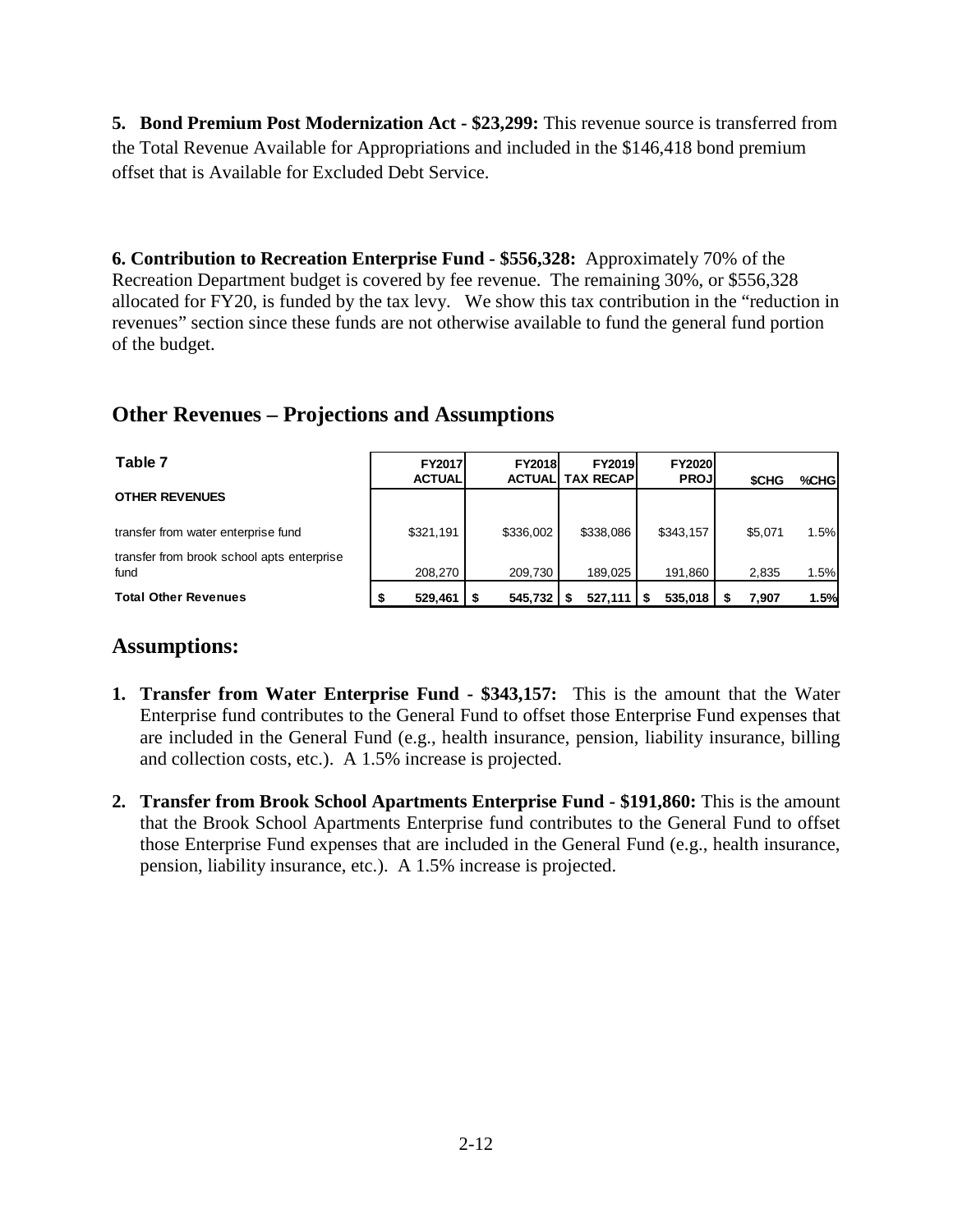**5. Bond Premium Post Modernization Act - $23,299:** This revenue source is transferred from the Total Revenue Available for Appropriations and included in the $146,418 bond premium offset that is Available for Excluded Debt Service.

**6. Contribution to Recreation Enterprise Fund - $556,328:** Approximately 70% of the Recreation Department budget is covered by fee revenue. The remaining 30%, or $556,328 allocated for FY20, is funded by the tax levy. We show this tax contribution in the "reduction in revenues" section since these funds are not otherwise available to fund the general fund portion of the budget.

## Other Revenues – Projections and Assumptions

| Table 7 | FY2017 ACTUAL | FY2018 ACTUAL | FY2019 TAX RECAP | FY2020 PROJ | $CHG | %CHG |
|---|---|---|---|---|---|---|
| **OTHER REVENUES** | | | | | | |
| transfer from water enterprise fund | $321,191 | $336,002 | $338,086 | $343,157 | $5,071 | 1.5% |
| transfer from brook school apts enterprise fund | 208,270 | 209,730 | 189,025 | 191,860 | 2,835 | 1.5% |
| **Total Other Revenues** | **$ 529,461** | **$ 545,732** | **$ 527,111** | **$ 535,018** | **$ 7,907** | **1.5%** |

## Assumptions:

1. **Transfer from Water Enterprise Fund - $343,157:** This is the amount that the Water Enterprise fund contributes to the General Fund to offset those Enterprise Fund expenses that are included in the General Fund (e.g., health insurance, pension, liability insurance, billing and collection costs, etc.). A 1.5% increase is projected.

2. **Transfer from Brook School Apartments Enterprise Fund - $191,860:** This is the amount that the Brook School Apartments Enterprise fund contributes to the General Fund to offset those Enterprise Fund expenses that are included in the General Fund (e.g., health insurance, pension, liability insurance, etc.). A 1.5% increase is projected.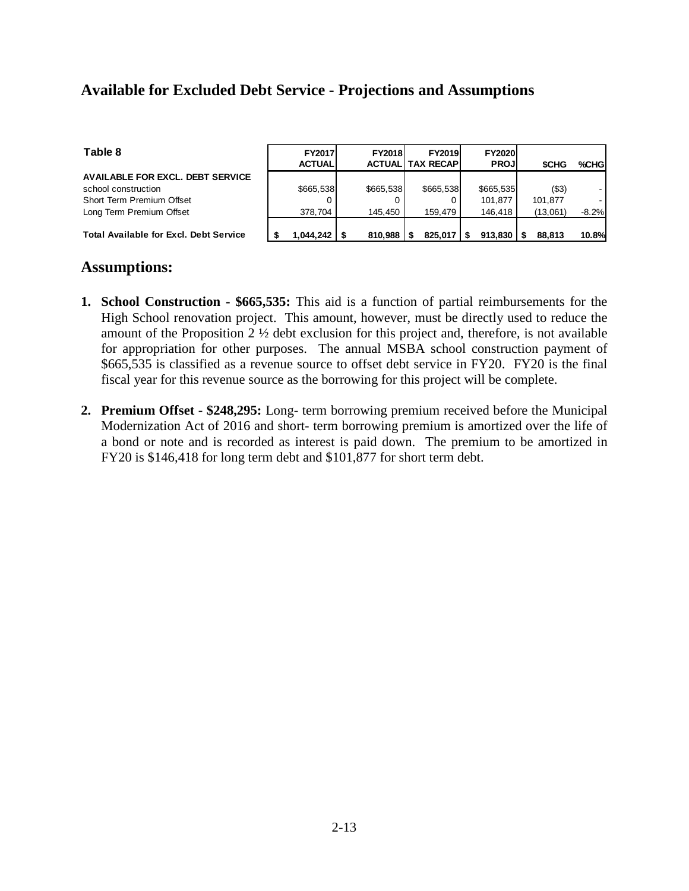## Available for Excluded Debt Service - Projections and Assumptions

| Table 8 | FY2017 ACTUAL | FY2018 ACTUAL | FY2019 TAX RECAP | FY2020 PROJ | $CHG | %CHG |
|---|---|---|---|---|---|---|
| **AVAILABLE FOR EXCL. DEBT SERVICE** | | | | | | |
| school construction | $665,538 | $665,538 | $665,538 | $665,535 | ($3) | - |
| Short Term Premium Offset | 0 | 0 | 0 | 101,877 | 101,877 | - |
| Long Term Premium Offset | 378,704 | 145,450 | 159,479 | 146,418 | (13,061) | -8.2% |
| **Total Available for Excl. Debt Service** | **$ 1,044,242** | **$ 810,988** | **$ 825,017** | **$ 913,830** | **$ 88,813** | **10.8%** |

## Assumptions:

1. **School Construction - $665,535:** This aid is a function of partial reimbursements for the High School renovation project. This amount, however, must be directly used to reduce the amount of the Proposition 2 ½ debt exclusion for this project and, therefore, is not available for appropriation for other purposes. The annual MSBA school construction payment of $665,535 is classified as a revenue source to offset debt service in FY20. FY20 is the final fiscal year for this revenue source as the borrowing for this project will be complete.

2. **Premium Offset - $248,295:** Long- term borrowing premium received before the Municipal Modernization Act of 2016 and short- term borrowing premium is amortized over the life of a bond or note and is recorded as interest is paid down. The premium to be amortized in FY20 is $146,418 for long term debt and $101,877 for short term debt.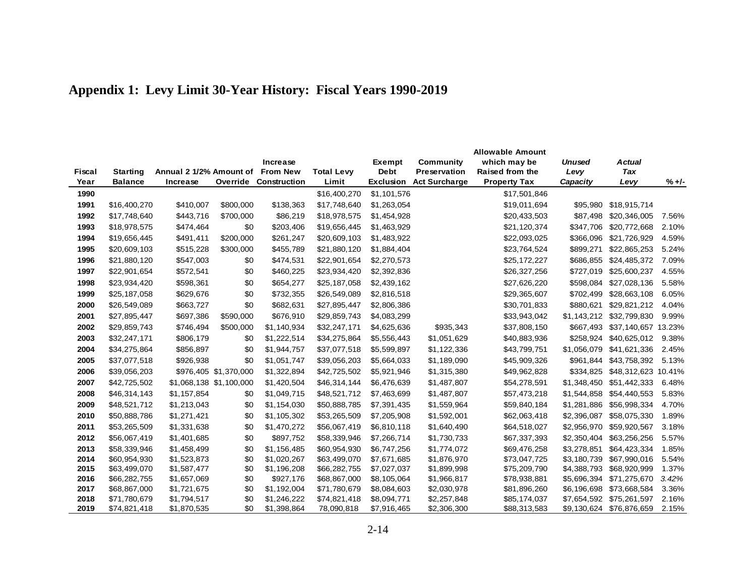# Appendix 1: Levy Limit 30-Year History: Fiscal Years 1990-2019

| Fiscal Year | Starting Balance | Annual 2 1/2% Increase | Amount of Override | Increase From New Construction | Total Levy Limit | Exempt Debt Exclusion | Community Preservation Act Surcharge | Allowable Amount which may be Raised from the Property Tax | *Unused Levy Capacity* | *Actual Tax Levy* | % +/- |
|---|---|---|---|---|---|---|---|---|---|---|---|
| **1990** | | | | | $16,400,270 | $1,101,576 | | $17,501,846 | | | |
| **1991** | $16,400,270 | $410,007 | $800,000 | $138,363 | $17,748,640 | $1,263,054 | | $19,011,694 | $95,980 | $18,915,714 | |
| **1992** | $17,748,640 | $443,716 | $700,000 | $86,219 | $18,978,575 | $1,454,928 | | $20,433,503 | $87,498 | $20,346,005 | 7.56% |
| **1993** | $18,978,575 | $474,464 | $0 | $203,406 | $19,656,445 | $1,463,929 | | $21,120,374 | $347,706 | $20,772,668 | 2.10% |
| **1994** | $19,656,445 | $491,411 | $200,000 | $261,247 | $20,609,103 | $1,483,922 | | $22,093,025 | $366,096 | $21,726,929 | 4.59% |
| **1995** | $20,609,103 | $515,228 | $300,000 | $455,789 | $21,880,120 | $1,884,404 | | $23,764,524 | $899,271 | $22,865,253 | 5.24% |
| **1996** | $21,880,120 | $547,003 | $0 | $474,531 | $22,901,654 | $2,270,573 | | $25,172,227 | $686,855 | $24,485,372 | 7.09% |
| **1997** | $22,901,654 | $572,541 | $0 | $460,225 | $23,934,420 | $2,392,836 | | $26,327,256 | $727,019 | $25,600,237 | 4.55% |
| **1998** | $23,934,420 | $598,361 | $0 | $654,277 | $25,187,058 | $2,439,162 | | $27,626,220 | $598,084 | $27,028,136 | 5.58% |
| **1999** | $25,187,058 | $629,676 | $0 | $732,355 | $26,549,089 | $2,816,518 | | $29,365,607 | $702,499 | $28,663,108 | 6.05% |
| **2000** | $26,549,089 | $663,727 | $0 | $682,631 | $27,895,447 | $2,806,386 | | $30,701,833 | $880,621 | $29,821,212 | 4.04% |
| **2001** | $27,895,447 | $697,386 | $590,000 | $676,910 | $29,859,743 | $4,083,299 | | $33,943,042 | $1,143,212 | $32,799,830 | 9.99% |
| **2002** | $29,859,743 | $746,494 | $500,000 | $1,140,934 | $32,247,171 | $4,625,636 | $935,343 | $37,808,150 | $667,493 | $37,140,657 | 13.23% |
| **2003** | $32,247,171 | $806,179 | $0 | $1,222,514 | $34,275,864 | $5,556,443 | $1,051,629 | $40,883,936 | $258,924 | $40,625,012 | 9.38% |
| **2004** | $34,275,864 | $856,897 | $0 | $1,944,757 | $37,077,518 | $5,599,897 | $1,122,336 | $43,799,751 | $1,056,079 | $41,621,336 | 2.45% |
| **2005** | $37,077,518 | $926,938 | $0 | $1,051,747 | $39,056,203 | $5,664,033 | $1,189,090 | $45,909,326 | $961,844 | $43,758,392 | 5.13% |
| **2006** | $39,056,203 | $976,405 | $1,370,000 | $1,322,894 | $42,725,502 | $5,921,946 | $1,315,380 | $49,962,828 | $334,825 | $48,312,623 | 10.41% |
| **2007** | $42,725,502 | $1,068,138 | $1,100,000 | $1,420,504 | $46,314,144 | $6,476,639 | $1,487,807 | $54,278,591 | $1,348,450 | $51,442,333 | 6.48% |
| **2008** | $46,314,143 | $1,157,854 | $0 | $1,049,715 | $48,521,712 | $7,463,699 | $1,487,807 | $57,473,218 | $1,544,858 | $54,440,553 | 5.83% |
| **2009** | $48,521,712 | $1,213,043 | $0 | $1,154,030 | $50,888,785 | $7,391,435 | $1,559,964 | $59,840,184 | $1,281,886 | $56,998,334 | 4.70% |
| **2010** | $50,888,786 | $1,271,421 | $0 | $1,105,302 | $53,265,509 | $7,205,908 | $1,592,001 | $62,063,418 | $2,396,087 | $58,075,330 | 1.89% |
| **2011** | $53,265,509 | $1,331,638 | $0 | $1,470,272 | $56,067,419 | $6,810,118 | $1,640,490 | $64,518,027 | $2,956,970 | $59,920,567 | 3.18% |
| **2012** | $56,067,419 | $1,401,685 | $0 | $897,752 | $58,339,946 | $7,266,714 | $1,730,733 | $67,337,393 | $2,350,404 | $63,256,256 | 5.57% |
| **2013** | $58,339,946 | $1,458,499 | $0 | $1,156,485 | $60,954,930 | $6,747,256 | $1,774,072 | $69,476,258 | $3,278,851 | $64,423,334 | 1.85% |
| **2014** | $60,954,930 | $1,523,873 | $0 | $1,020,267 | $63,499,070 | $7,671,685 | $1,876,970 | $73,047,725 | $3,180,739 | $67,990,016 | 5.54% |
| **2015** | $63,499,070 | $1,587,477 | $0 | $1,196,208 | $66,282,755 | $7,027,037 | $1,899,998 | $75,209,790 | $4,388,793 | $68,920,999 | 1.37% |
| **2016** | $66,282,755 | $1,657,069 | $0 | $927,176 | $68,867,000 | $8,105,064 | $1,966,817 | $78,938,881 | $5,696,394 | $71,275,670 | *3.42%* |
| **2017** | $68,867,000 | $1,721,675 | $0 | $1,192,004 | $71,780,679 | $8,084,603 | $2,030,978 | $81,896,260 | $6,196,698 | $73,668,584 | 3.36% |
| **2018** | $71,780,679 | $1,794,517 | $0 | $1,246,222 | $74,821,418 | $8,094,771 | $2,257,848 | $85,174,037 | $7,654,592 | $75,261,597 | 2.16% |
| **2019** | $74,821,418 | $1,870,535 | $0 | $1,398,864 | 78,090,818 | $7,916,465 | $2,306,300 | $88,313,583 | $9,130,624 | $76,876,659 | 2.15% |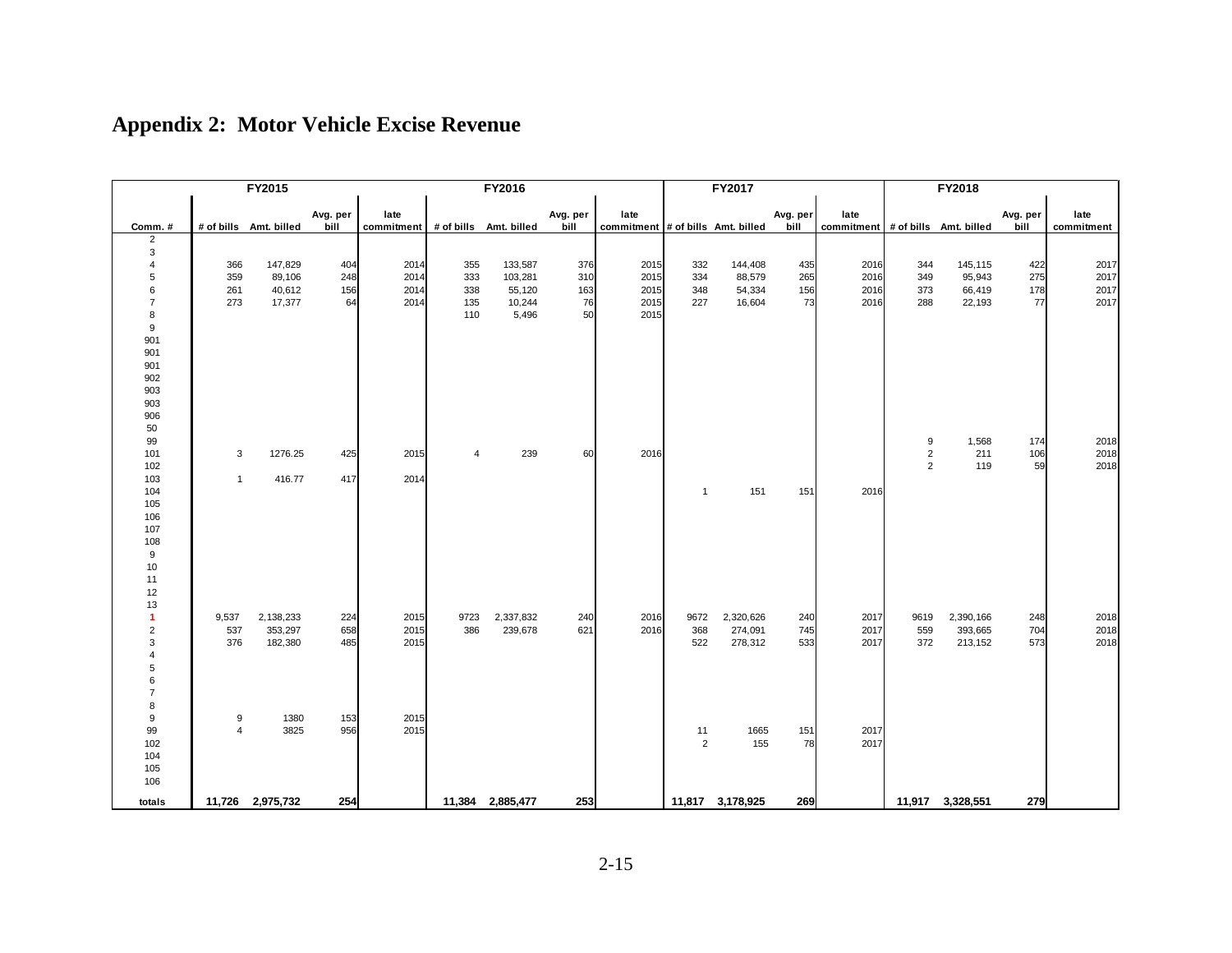# Appendix 2: Motor Vehicle Excise Revenue

| | FY2015 | | | | FY2016 | | | | FY2017 | | | | FY2018 | | | |
|---|---|---|---|---|---|---|---|---|---|---|---|---|---|---|---|---|
| Comm. # | # of bills | Amt. billed | Avg. per bill | late commitment | # of bills | Amt. billed | Avg. per bill | late commitment | # of bills | Amt. billed | Avg. per bill | late commitment | # of bills | Amt. billed | Avg. per bill | late commitment |
| 2 | | | | | | | | | | | | | | | | |
| 3 | | | | | | | | | | | | | | | | |
| 4 | 366 | 147,829 | 404 | 2014 | 355 | 133,587 | 376 | 2015 | 332 | 144,408 | 435 | 2016 | 344 | 145,115 | 422 | 2017 |
| 5 | 359 | 89,106 | 248 | 2014 | 333 | 103,281 | 310 | 2015 | 334 | 88,579 | 265 | 2016 | 349 | 95,943 | 275 | 2017 |
| 6 | 261 | 40,612 | 156 | 2014 | 338 | 55,120 | 163 | 2015 | 348 | 54,334 | 156 | 2016 | 373 | 66,419 | 178 | 2017 |
| 7 | 273 | 17,377 | 64 | 2014 | 135 | 10,244 | 76 | 2015 | 227 | 16,604 | 73 | 2016 | 288 | 22,193 | 77 | 2017 |
| 8 | | | | | 110 | 5,496 | 50 | 2015 | | | | | | | | |
| 9 | | | | | | | | | | | | | | | | |
| 901 | | | | | | | | | | | | | | | | |
| 901 | | | | | | | | | | | | | | | | |
| 901 | | | | | | | | | | | | | | | | |
| 902 | | | | | | | | | | | | | | | | |
| 903 | | | | | | | | | | | | | | | | |
| 903 | | | | | | | | | | | | | | | | |
| 906 | | | | | | | | | | | | | | | | |
| 50 | | | | | | | | | | | | | | | | |
| 99 | | | | | | | | | | | | | 9 | 1,568 | 174 | 2018 |
| 101 | 3 | 1276.25 | 425 | 2015 | 4 | 239 | 60 | 2016 | | | | | 2 | 211 | 106 | 2018 |
| 102 | | | | | | | | | | | | | 2 | 119 | 59 | 2018 |
| 103 | 1 | 416.77 | 417 | 2014 | | | | | | | | | | | | |
| 104 | | | | | | | | | 1 | 151 | 151 | 2016 | | | | |
| 105 | | | | | | | | | | | | | | | | |
| 106 | | | | | | | | | | | | | | | | |
| 107 | | | | | | | | | | | | | | | | |
| 108 | | | | | | | | | | | | | | | | |
| 9 | | | | | | | | | | | | | | | | |
| 10 | | | | | | | | | | | | | | | | |
| 11 | | | | | | | | | | | | | | | | |
| 12 | | | | | | | | | | | | | | | | |
| 13 | | | | | | | | | | | | | | | | |
| 1 | 9,537 | 2,138,233 | 224 | 2015 | 9723 | 2,337,832 | 240 | 2016 | 9672 | 2,320,626 | 240 | 2017 | 9619 | 2,390,166 | 248 | 2018 |
| 2 | 537 | 353,297 | 658 | 2015 | 386 | 239,678 | 621 | 2016 | 368 | 274,091 | 745 | 2017 | 559 | 393,665 | 704 | 2018 |
| 3 | 376 | 182,380 | 485 | 2015 | | | | | 522 | 278,312 | 533 | 2017 | 372 | 213,152 | 573 | 2018 |
| 4 | | | | | | | | | | | | | | | | |
| 5 | | | | | | | | | | | | | | | | |
| 6 | | | | | | | | | | | | | | | | |
| 7 | | | | | | | | | | | | | | | | |
| 8 | | | | | | | | | | | | | | | | |
| 9 | 9 | 1380 | 153 | 2015 | | | | | | | | | | | | |
| 99 | 4 | 3825 | 956 | 2015 | | | | | 11 | 1665 | 151 | 2017 | | | | |
| 102 | | | | | | | | | 2 | 155 | 78 | 2017 | | | | |
| 104 | | | | | | | | | | | | | | | | |
| 105 | | | | | | | | | | | | | | | | |
| 106 | | | | | | | | | | | | | | | | |
| **totals** | **11,726** | **2,975,732** | **254** | | **11,384** | **2,885,477** | **253** | | **11,817** | **3,178,925** | **269** | | **11,917** | **3,328,551** | **279** | |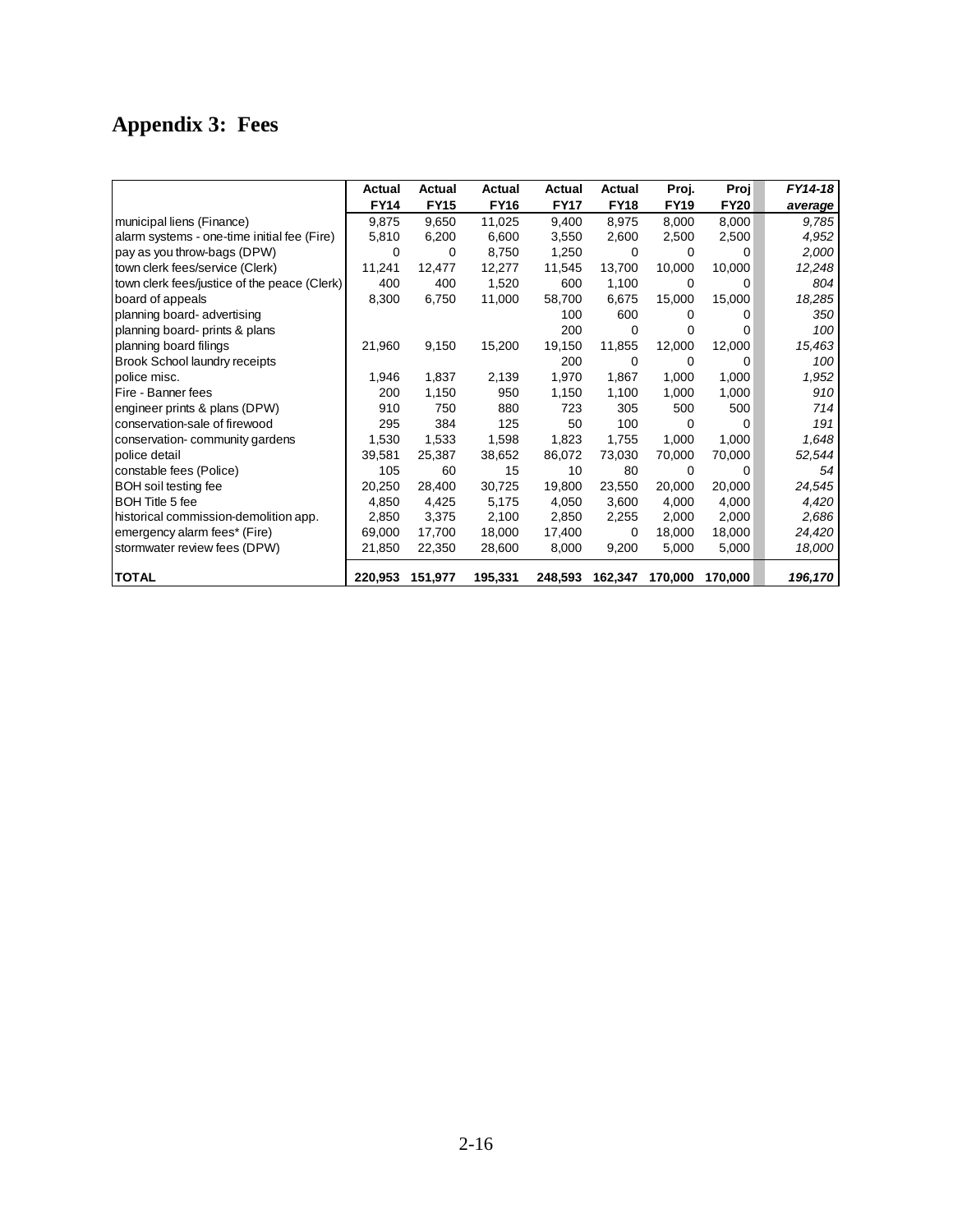# Appendix 3: Fees

| | Actual FY14 | Actual FY15 | Actual FY16 | Actual FY17 | Actual FY18 | Proj. FY19 | Proj FY20 | *FY14-18 average* |
|---|---|---|---|---|---|---|---|---|
| municipal liens (Finance) | 9,875 | 9,650 | 11,025 | 9,400 | 8,975 | 8,000 | 8,000 | *9,785* |
| alarm systems - one-time initial fee (Fire) | 5,810 | 6,200 | 6,600 | 3,550 | 2,600 | 2,500 | 2,500 | *4,952* |
| pay as you throw-bags (DPW) | 0 | 0 | 8,750 | 1,250 | 0 | 0 | 0 | *2,000* |
| town clerk fees/service (Clerk) | 11,241 | 12,477 | 12,277 | 11,545 | 13,700 | 10,000 | 10,000 | *12,248* |
| town clerk fees/justice of the peace (Clerk) | 400 | 400 | 1,520 | 600 | 1,100 | 0 | 0 | *804* |
| board of appeals | 8,300 | 6,750 | 11,000 | 58,700 | 6,675 | 15,000 | 15,000 | *18,285* |
| planning board- advertising | | | | 100 | 600 | 0 | 0 | *350* |
| planning board- prints & plans | | | | 200 | 0 | 0 | 0 | *100* |
| planning board filings | 21,960 | 9,150 | 15,200 | 19,150 | 11,855 | 12,000 | 12,000 | *15,463* |
| Brook School laundry receipts | | | | 200 | 0 | 0 | 0 | *100* |
| police misc. | 1,946 | 1,837 | 2,139 | 1,970 | 1,867 | 1,000 | 1,000 | *1,952* |
| Fire - Banner fees | 200 | 1,150 | 950 | 1,150 | 1,100 | 1,000 | 1,000 | *910* |
| engineer prints & plans (DPW) | 910 | 750 | 880 | 723 | 305 | 500 | 500 | *714* |
| conservation-sale of firewood | 295 | 384 | 125 | 50 | 100 | 0 | 0 | *191* |
| conservation- community gardens | 1,530 | 1,533 | 1,598 | 1,823 | 1,755 | 1,000 | 1,000 | *1,648* |
| police detail | 39,581 | 25,387 | 38,652 | 86,072 | 73,030 | 70,000 | 70,000 | *52,544* |
| constable fees (Police) | 105 | 60 | 15 | 10 | 80 | 0 | 0 | *54* |
| BOH soil testing fee | 20,250 | 28,400 | 30,725 | 19,800 | 23,550 | 20,000 | 20,000 | *24,545* |
| BOH Title 5 fee | 4,850 | 4,425 | 5,175 | 4,050 | 3,600 | 4,000 | 4,000 | *4,420* |
| historical commission-demolition app. | 2,850 | 3,375 | 2,100 | 2,850 | 2,255 | 2,000 | 2,000 | *2,686* |
| emergency alarm fees* (Fire) | 69,000 | 17,700 | 18,000 | 17,400 | 0 | 18,000 | 18,000 | *24,420* |
| stormwater review fees (DPW) | 21,850 | 22,350 | 28,600 | 8,000 | 9,200 | 5,000 | 5,000 | *18,000* |
| **TOTAL** | **220,953** | **151,977** | **195,331** | **248,593** | **162,347** | **170,000** | **170,000** | ***196,170*** |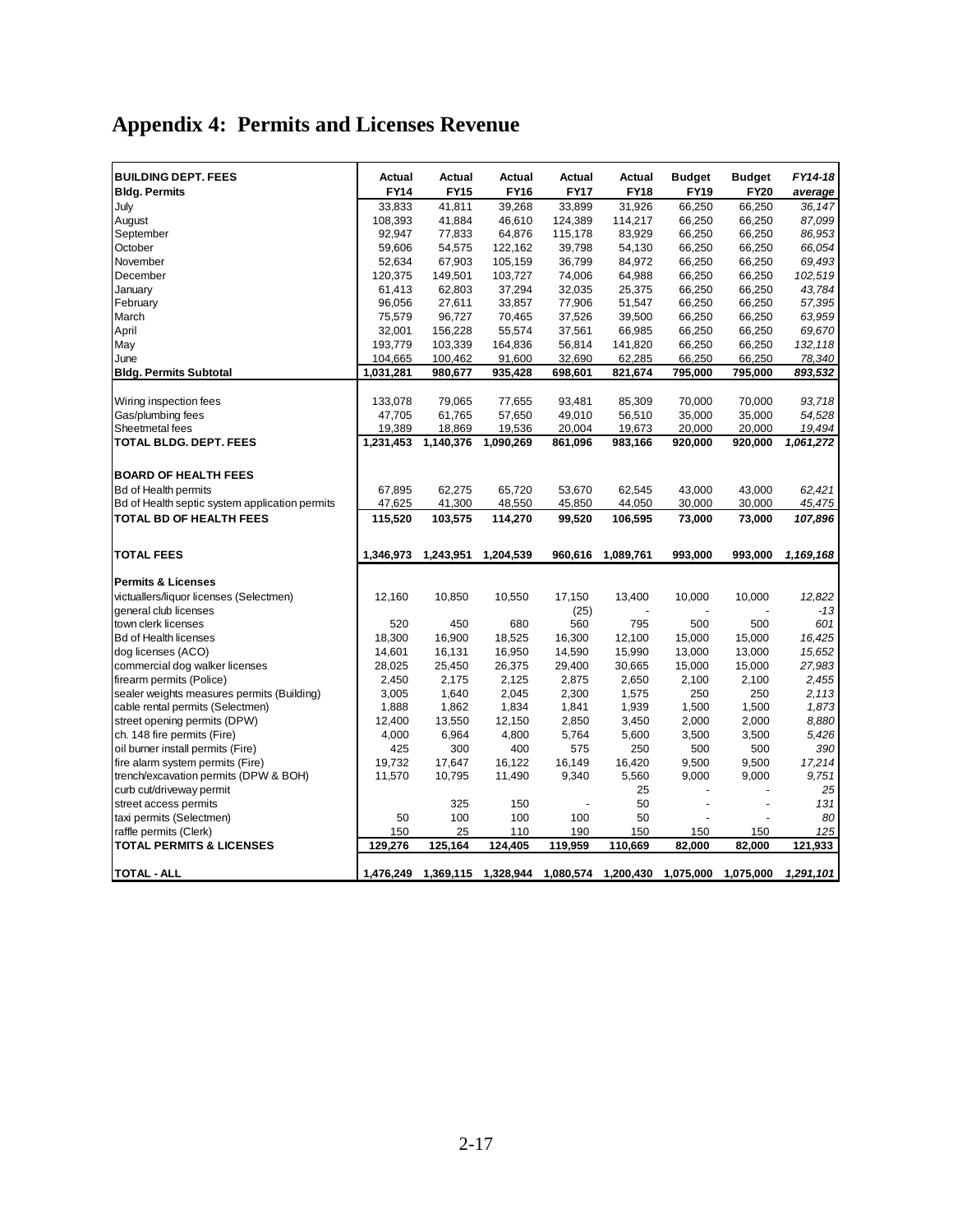# Appendix 4: Permits and Licenses Revenue

| **BUILDING DEPT. FEES** | **Actual** | **Actual** | **Actual** | **Actual** | **Actual** | **Budget** | **Budget** | ***FY14-18*** |
|---|---|---|---|---|---|---|---|---|
| **Bldg. Permits** | **FY14** | **FY15** | **FY16** | **FY17** | **FY18** | **FY19** | **FY20** | ***average*** |
| July | 33,833 | 41,811 | 39,268 | 33,899 | 31,926 | 66,250 | 66,250 | *36,147* |
| August | 108,393 | 41,884 | 46,610 | 124,389 | 114,217 | 66,250 | 66,250 | *87,099* |
| September | 92,947 | 77,833 | 64,876 | 115,178 | 83,929 | 66,250 | 66,250 | *86,953* |
| October | 59,606 | 54,575 | 122,162 | 39,798 | 54,130 | 66,250 | 66,250 | *66,054* |
| November | 52,634 | 67,903 | 105,159 | 36,799 | 84,972 | 66,250 | 66,250 | *69,493* |
| December | 120,375 | 149,501 | 103,727 | 74,006 | 64,988 | 66,250 | 66,250 | *102,519* |
| January | 61,413 | 62,803 | 37,294 | 32,035 | 25,375 | 66,250 | 66,250 | *43,784* |
| February | 96,056 | 27,611 | 33,857 | 77,906 | 51,547 | 66,250 | 66,250 | *57,395* |
| March | 75,579 | 96,727 | 70,465 | 37,526 | 39,500 | 66,250 | 66,250 | *63,959* |
| April | 32,001 | 156,228 | 55,574 | 37,561 | 66,985 | 66,250 | 66,250 | *69,670* |
| May | 193,779 | 103,339 | 164,836 | 56,814 | 141,820 | 66,250 | 66,250 | *132,118* |
| June | 104,665 | 100,462 | 91,600 | 32,690 | 62,285 | 66,250 | 66,250 | *78,340* |
| **Bldg. Permits Subtotal** | **1,031,281** | **980,677** | **935,428** | **698,601** | **821,674** | **795,000** | **795,000** | ***893,532*** |
| | | | | | | | | |
| Wiring inspection fees | 133,078 | 79,065 | 77,655 | 93,481 | 85,309 | 70,000 | 70,000 | *93,718* |
| Gas/plumbing fees | 47,705 | 61,765 | 57,650 | 49,010 | 56,510 | 35,000 | 35,000 | *54,528* |
| Sheetmetal fees | 19,389 | 18,869 | 19,536 | 20,004 | 19,673 | 20,000 | 20,000 | *19,494* |
| **TOTAL BLDG. DEPT. FEES** | **1,231,453** | **1,140,376** | **1,090,269** | **861,096** | **983,166** | **920,000** | **920,000** | ***1,061,272*** |
| | | | | | | | | |
| **BOARD OF HEALTH FEES** | | | | | | | | |
| Bd of Health permits | 67,895 | 62,275 | 65,720 | 53,670 | 62,545 | 43,000 | 43,000 | *62,421* |
| Bd of Health septic system application permits | 47,625 | 41,300 | 48,550 | 45,850 | 44,050 | 30,000 | 30,000 | *45,475* |
| **TOTAL BD OF HEALTH FEES** | **115,520** | **103,575** | **114,270** | **99,520** | **106,595** | **73,000** | **73,000** | ***107,896*** |
| | | | | | | | | |
| **TOTAL FEES** | **1,346,973** | **1,243,951** | **1,204,539** | **960,616** | **1,089,761** | **993,000** | **993,000** | ***1,169,168*** |
| | | | | | | | | |
| **Permits & Licenses** | | | | | | | | |
| victuallers/liquor licenses (Selectmen) | 12,160 | 10,850 | 10,550 | 17,150 | 13,400 | 10,000 | 10,000 | *12,822* |
| general club licenses | | | | (25) | - | - | - | *-13* |
| town clerk licenses | 520 | 450 | 680 | 560 | 795 | 500 | 500 | *601* |
| Bd of Health licenses | 18,300 | 16,900 | 18,525 | 16,300 | 12,100 | 15,000 | 15,000 | *16,425* |
| dog licenses (ACO) | 14,601 | 16,131 | 16,950 | 14,590 | 15,990 | 13,000 | 13,000 | *15,652* |
| commercial dog walker licenses | 28,025 | 25,450 | 26,375 | 29,400 | 30,665 | 15,000 | 15,000 | *27,983* |
| firearm permits (Police) | 2,450 | 2,175 | 2,125 | 2,875 | 2,650 | 2,100 | 2,100 | *2,455* |
| sealer weights measures permits (Building) | 3,005 | 1,640 | 2,045 | 2,300 | 1,575 | 250 | 250 | *2,113* |
| cable rental permits (Selectmen) | 1,888 | 1,862 | 1,834 | 1,841 | 1,939 | 1,500 | 1,500 | *1,873* |
| street opening permits (DPW) | 12,400 | 13,550 | 12,150 | 2,850 | 3,450 | 2,000 | 2,000 | *8,880* |
| ch. 148 fire permits (Fire) | 4,000 | 6,964 | 4,800 | 5,764 | 5,600 | 3,500 | 3,500 | *5,426* |
| oil burner install permits (Fire) | 425 | 300 | 400 | 575 | 250 | 500 | 500 | *390* |
| fire alarm system permits (Fire) | 19,732 | 17,647 | 16,122 | 16,149 | 16,420 | 9,500 | 9,500 | *17,214* |
| trench/excavation permits (DPW & BOH) | 11,570 | 10,795 | 11,490 | 9,340 | 5,560 | 9,000 | 9,000 | *9,751* |
| curb cut/driveway permit | | | | | 25 | - | - | *25* |
| street access permits | | 325 | 150 | - | 50 | - | - | *131* |
| taxi permits (Selectmen) | 50 | 100 | 100 | 100 | 50 | - | - | *80* |
| raffle permits (Clerk) | 150 | 25 | 110 | 190 | 150 | 150 | 150 | *125* |
| **TOTAL PERMITS & LICENSES** | **129,276** | **125,164** | **124,405** | **119,959** | **110,669** | **82,000** | **82,000** | **121,933** |
| | | | | | | | | |
| **TOTAL - ALL** | **1,476,249** | **1,369,115** | **1,328,944** | **1,080,574** | **1,200,430** | **1,075,000** | **1,075,000** | ***1,291,101*** |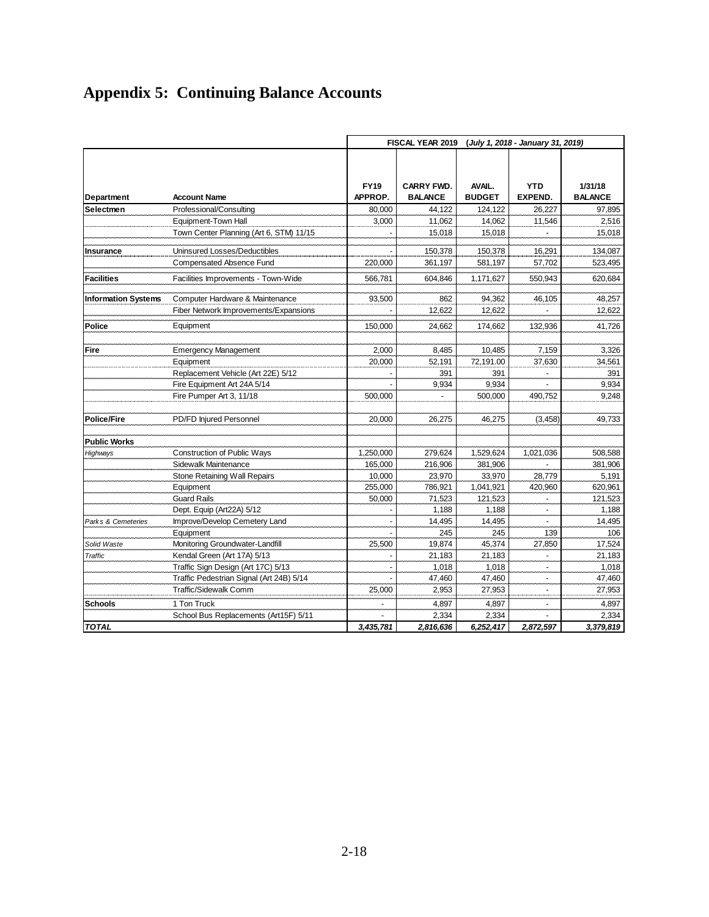# Appendix 5: Continuing Balance Accounts

| | | FISCAL YEAR 2019 (*July 1, 2018 - January 31, 2019*) | | | | |
|---|---|---|---|---|---|---|
| **Department** | **Account Name** | **FY19 APPROP.** | **CARRY FWD. BALANCE** | **AVAIL. BUDGET** | **YTD EXPEND.** | **1/31/18 BALANCE** |
| **Selectmen** | Professional/Consulting | 80,000 | 44,122 | 124,122 | 26,227 | 97,895 |
| | Equipment-Town Hall | 3,000 | 11,062 | 14,062 | 11,546 | 2,516 |
| | Town Center Planning (Art 6, STM) 11/15 | - | 15,018 | 15,018 | - | 15,018 |
| **Insurance** | Uninsured Losses/Deductibles | - | 150,378 | 150,378 | 16,291 | 134,087 |
| | Compensated Absence Fund | 220,000 | 361,197 | 581,197 | 57,702 | 523,495 |
| **Facilities** | Facilities Improvements - Town-Wide | 566,781 | 604,846 | 1,171,627 | 550,943 | 620,684 |
| **Information Systems** | Computer Hardware & Maintenance | 93,500 | 862 | 94,362 | 46,105 | 48,257 |
| | Fiber Network Improvements/Expansions | - | 12,622 | 12,622 | - | 12,622 |
| **Police** | Equipment | 150,000 | 24,662 | 174,662 | 132,936 | 41,726 |
| **Fire** | Emergency Management | 2,000 | 8,485 | 10,485 | 7,159 | 3,326 |
| | Equipment | 20,000 | 52,191 | 72,191.00 | 37,630 | 34,561 |
| | Replacement Vehicle (Art 22E) 5/12 | - | 391 | 391 | - | 391 |
| | Fire Equipment Art 24A 5/14 | - | 9,934 | 9,934 | - | 9,934 |
| | Fire Pumper Art 3, 11/18 | 500,000 | - | 500,000 | 490,752 | 9,248 |
| **Police/Fire** | PD/FD Injured Personnel | 20,000 | 26,275 | 46,275 | (3,458) | 49,733 |
| **Public Works** | | | | | | |
| *Highways* | Construction of Public Ways | 1,250,000 | 279,624 | 1,529,624 | 1,021,036 | 508,588 |
| | Sidewalk Maintenance | 165,000 | 216,906 | 381,906 | - | 381,906 |
| | Stone Retaining Wall Repairs | 10,000 | 23,970 | 33,970 | 28,779 | 5,191 |
| | Equipment | 255,000 | 786,921 | 1,041,921 | 420,960 | 620,961 |
| | Guard Rails | 50,000 | 71,523 | 121,523 | - | 121,523 |
| | Dept. Equip (Art22A) 5/12 | - | 1,188 | 1,188 | - | 1,188 |
| *Parks & Cemeteries* | Improve/Develop Cemetery Land | - | 14,495 | 14,495 | - | 14,495 |
| | Equipment | - | 245 | 245 | 139 | 106 |
| *Solid Waste* | Monitoring Groundwater-Landfill | 25,500 | 19,874 | 45,374 | 27,850 | 17,524 |
| *Traffic* | Kendal Green (Art 17A) 5/13 | - | 21,183 | 21,183 | - | 21,183 |
| | Traffic Sign Design (Art 17C) 5/13 | - | 1,018 | 1,018 | - | 1,018 |
| | Traffic Pedestrian Signal (Art 24B) 5/14 | - | 47,460 | 47,460 | - | 47,460 |
| | Traffic/Sidewalk Comm | 25,000 | 2,953 | 27,953 | - | 27,953 |
| **Schools** | 1 Ton Truck | - | 4,897 | 4,897 | - | 4,897 |
| | School Bus Replacements (Art15F) 5/11 | - | 2,334 | 2,334 | - | 2,334 |
| ***TOTAL*** | | ***3,435,781*** | ***2,816,636*** | ***6,252,417*** | ***2,872,597*** | ***3,379,819*** |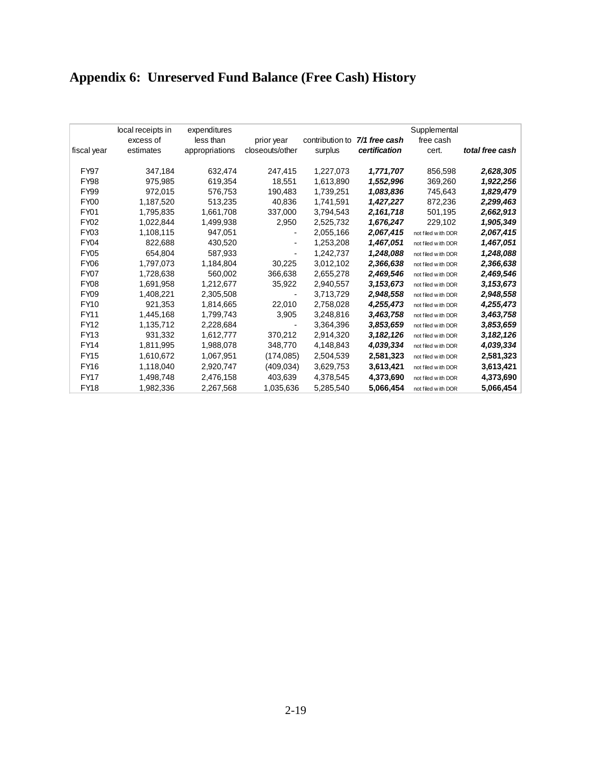# Appendix 6: Unreserved Fund Balance (Free Cash) History

| fiscal year | local receipts in excess of estimates | expenditures less than appropriations | prior year closeouts/other | contribution to surplus | *7/1 free cash certification* | Supplemental free cash cert. | *total free cash* |
|---|---|---|---|---|---|---|---|
| FY97 | 347,184 | 632,474 | 247,415 | 1,227,073 | ***1,771,707*** | 856,598 | ***2,628,305*** |
| FY98 | 975,985 | 619,354 | 18,551 | 1,613,890 | ***1,552,996*** | 369,260 | ***1,922,256*** |
| FY99 | 972,015 | 576,753 | 190,483 | 1,739,251 | ***1,083,836*** | 745,643 | ***1,829,479*** |
| FY00 | 1,187,520 | 513,235 | 40,836 | 1,741,591 | ***1,427,227*** | 872,236 | ***2,299,463*** |
| FY01 | 1,795,835 | 1,661,708 | 337,000 | 3,794,543 | ***2,161,718*** | 501,195 | ***2,662,913*** |
| FY02 | 1,022,844 | 1,499,938 | 2,950 | 2,525,732 | ***1,676,247*** | 229,102 | ***1,905,349*** |
| FY03 | 1,108,115 | 947,051 | - | 2,055,166 | ***2,067,415*** | not filed with DOR | ***2,067,415*** |
| FY04 | 822,688 | 430,520 | - | 1,253,208 | ***1,467,051*** | not filed with DOR | ***1,467,051*** |
| FY05 | 654,804 | 587,933 | - | 1,242,737 | ***1,248,088*** | not filed with DOR | ***1,248,088*** |
| FY06 | 1,797,073 | 1,184,804 | 30,225 | 3,012,102 | ***2,366,638*** | not filed with DOR | ***2,366,638*** |
| FY07 | 1,728,638 | 560,002 | 366,638 | 2,655,278 | ***2,469,546*** | not filed with DOR | ***2,469,546*** |
| FY08 | 1,691,958 | 1,212,677 | 35,922 | 2,940,557 | ***3,153,673*** | not filed with DOR | ***3,153,673*** |
| FY09 | 1,408,221 | 2,305,508 | - | 3,713,729 | ***2,948,558*** | not filed with DOR | ***2,948,558*** |
| FY10 | 921,353 | 1,814,665 | 22,010 | 2,758,028 | ***4,255,473*** | not filed with DOR | ***4,255,473*** |
| FY11 | 1,445,168 | 1,799,743 | 3,905 | 3,248,816 | ***3,463,758*** | not filed with DOR | ***3,463,758*** |
| FY12 | 1,135,712 | 2,228,684 | - | 3,364,396 | ***3,853,659*** | not filed with DOR | ***3,853,659*** |
| FY13 | 931,332 | 1,612,777 | 370,212 | 2,914,320 | ***3,182,126*** | not filed with DOR | ***3,182,126*** |
| FY14 | 1,811,995 | 1,988,078 | 348,770 | 4,148,843 | ***4,039,334*** | not filed with DOR | ***4,039,334*** |
| FY15 | 1,610,672 | 1,067,951 | (174,085) | 2,504,539 | **2,581,323** | not filed with DOR | **2,581,323** |
| FY16 | 1,118,040 | 2,920,747 | (409,034) | 3,629,753 | **3,613,421** | not filed with DOR | **3,613,421** |
| FY17 | 1,498,748 | 2,476,158 | 403,639 | 4,378,545 | **4,373,690** | not filed with DOR | **4,373,690** |
| FY18 | 1,982,336 | 2,267,568 | 1,035,636 | 5,285,540 | **5,066,454** | not filed with DOR | **5,066,454** |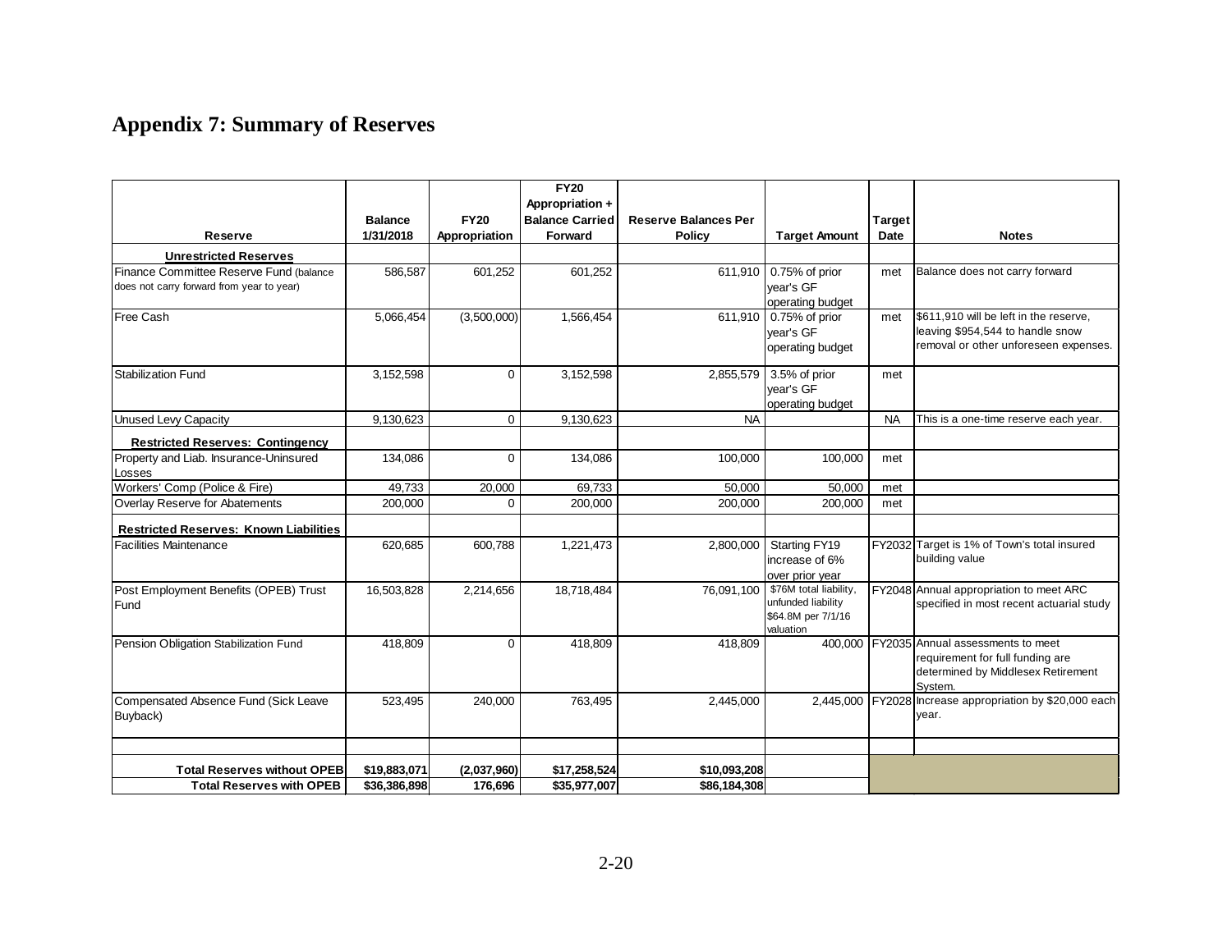## Appendix 7: Summary of Reserves

| Reserve | Balance 1/31/2018 | FY20 Appropriation | FY20 Appropriation + Balance Carried Forward | Reserve Balances Per Policy | Target Amount | Target Date | Notes |
|---|---|---|---|---|---|---|---|
| **Unrestricted Reserves** | | | | | | | |
| Finance Committee Reserve Fund (balance does not carry forward from year to year) | 586,587 | 601,252 | 601,252 | 611,910 | 0.75% of prior year's GF operating budget | met | Balance does not carry forward |
| Free Cash | 5,066,454 | (3,500,000) | 1,566,454 | 611,910 | 0.75% of prior year's GF operating budget | met | $611,910 will be left in the reserve, leaving $954,544 to handle snow removal or other unforeseen expenses. |
| Stabilization Fund | 3,152,598 | 0 | 3,152,598 | 2,855,579 | 3.5% of prior year's GF operating budget | met | |
| Unused Levy Capacity | 9,130,623 | 0 | 9,130,623 | NA | | NA | This is a one-time reserve each year. |
| **Restricted Reserves: Contingency** | | | | | | | |
| Property and Liab. Insurance-Uninsured Losses | 134,086 | 0 | 134,086 | 100,000 | 100,000 | met | |
| Workers' Comp (Police & Fire) | 49,733 | 20,000 | 69,733 | 50,000 | 50,000 | met | |
| Overlay Reserve for Abatements | 200,000 | 0 | 200,000 | 200,000 | 200,000 | met | |
| **Restricted Reserves: Known Liabilities** | | | | | | | |
| Facilities Maintenance | 620,685 | 600,788 | 1,221,473 | 2,800,000 | Starting FY19 increase of 6% over prior year | FY2032 | Target is 1% of Town's total insured building value |
| Post Employment Benefits (OPEB) Trust Fund | 16,503,828 | 2,214,656 | 18,718,484 | 76,091,100 | $76M total liability, unfunded liability $64.8M per 7/1/16 valuation | FY2048 | Annual appropriation to meet ARC specified in most recent actuarial study |
| Pension Obligation Stabilization Fund | 418,809 | 0 | 418,809 | 418,809 | 400,000 | FY2035 | Annual assessments to meet requirement for full funding are determined by Middlesex Retirement System. |
| Compensated Absence Fund (Sick Leave Buyback) | 523,495 | 240,000 | 763,495 | 2,445,000 | 2,445,000 | FY2028 | Increase appropriation by $20,000 each year. |
| | | | | | | | |
| **Total Reserves without OPEB** | **$19,883,071** | **(2,037,960)** | **$17,258,524** | **$10,093,208** | | | |
| **Total Reserves with OPEB** | **$36,386,898** | **176,696** | **$35,977,007** | **$86,184,308** | | | |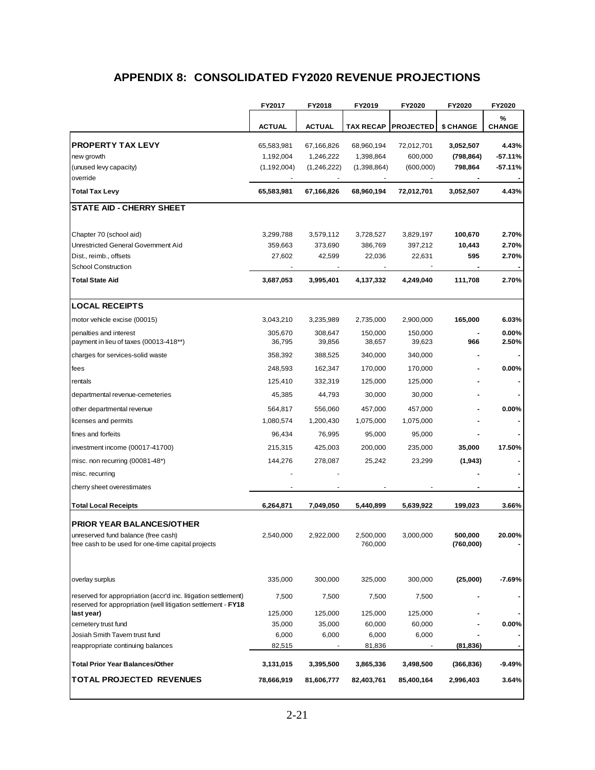# APPENDIX 8: CONSOLIDATED FY2020 REVENUE PROJECTIONS

| | FY2017 | FY2018 | FY2019 | FY2020 | FY2020 | FY2020 |
|---|---|---|---|---|---|---|
| | ACTUAL | ACTUAL | TAX RECAP | PROJECTED | $ CHANGE | % CHANGE |
| **PROPERTY TAX LEVY** | 65,583,981 | 67,166,826 | 68,960,194 | 72,012,701 | **3,052,507** | **4.43%** |
| new growth | 1,192,004 | 1,246,222 | 1,398,864 | 600,000 | **(798,864)** | **-57.11%** |
| (unused levy capacity) | (1,192,004) | (1,246,222) | (1,398,864) | (600,000) | **798,864** | **-57.11%** |
| override | - | - | - | - | **-** | **-** |
| **Total Tax Levy** | **65,583,981** | **67,166,826** | **68,960,194** | **72,012,701** | **3,052,507** | **4.43%** |
| **STATE AID - CHERRY SHEET** | | | | | | |
| Chapter 70 (school aid) | 3,299,788 | 3,579,112 | 3,728,527 | 3,829,197 | **100,670** | **2.70%** |
| Unrestricted General Government Aid | 359,663 | 373,690 | 386,769 | 397,212 | **10,443** | **2.70%** |
| Dist., reimb., offsets | 27,602 | 42,599 | 22,036 | 22,631 | **595** | **2.70%** |
| School Construction | - | - | - | - | **-** | **-** |
| **Total State Aid** | **3,687,053** | **3,995,401** | **4,137,332** | **4,249,040** | **111,708** | **2.70%** |
| **LOCAL RECEIPTS** | | | | | | |
| motor vehicle excise (00015) | 3,043,210 | 3,235,989 | 2,735,000 | 2,900,000 | **165,000** | **6.03%** |
| penalties and interest | 305,670 | 308,647 | 150,000 | 150,000 | **-** | **0.00%** |
| payment in lieu of taxes (00013-418**) | 36,795 | 39,856 | 38,657 | 39,623 | **966** | **2.50%** |
| charges for services-solid waste | 358,392 | 388,525 | 340,000 | 340,000 | **-** | **-** |
| fees | 248,593 | 162,347 | 170,000 | 170,000 | **-** | **0.00%** |
| rentals | 125,410 | 332,319 | 125,000 | 125,000 | **-** | **-** |
| departmental revenue-cemeteries | 45,385 | 44,793 | 30,000 | 30,000 | **-** | **-** |
| other departmental revenue | 564,817 | 556,060 | 457,000 | 457,000 | **-** | **0.00%** |
| licenses and permits | 1,080,574 | 1,200,430 | 1,075,000 | 1,075,000 | **-** | **-** |
| fines and forfeits | 96,434 | 76,995 | 95,000 | 95,000 | **-** | **-** |
| investment income (00017-41700) | 215,315 | 425,003 | 200,000 | 235,000 | **35,000** | **17.50%** |
| misc. non recurring (00081-48*) | 144,276 | 278,087 | 25,242 | 23,299 | **(1,943)** | **-** |
| misc. recurring | - | - | | | **-** | **-** |
| cherry sheet overestimates | - | - | - | - | **-** | **-** |
| **Total Local Receipts** | **6,264,871** | **7,049,050** | **5,440,899** | **5,639,922** | **199,023** | **3.66%** |
| **PRIOR YEAR BALANCES/OTHER** | | | | | | |
| unreserved fund balance (free cash) | 2,540,000 | 2,922,000 | 2,500,000 | 3,000,000 | **500,000** | **20.00%** |
| free cash to be used for one-time capital projects | | | 760,000 | | **(760,000)** | **-** |
| overlay surplus | 335,000 | 300,000 | 325,000 | 300,000 | **(25,000)** | **-7.69%** |
| reserved for appropriation (accr'd inc. litigation settlement) | 7,500 | 7,500 | 7,500 | 7,500 | **-** | **-** |
| reserved for appropriation (well litigation settlement - **FY18 last year)** | 125,000 | 125,000 | 125,000 | 125,000 | **-** | **-** |
| cemetery trust fund | 35,000 | 35,000 | 60,000 | 60,000 | **-** | **0.00%** |
| Josiah Smith Tavern trust fund | 6,000 | 6,000 | 6,000 | 6,000 | **-** | **-** |
| reappropriate continuing balances | 82,515 | - | 81,836 | - | **(81,836)** | **-** |
| **Total Prior Year Balances/Other** | **3,131,015** | **3,395,500** | **3,865,336** | **3,498,500** | **(366,836)** | **-9.49%** |
| **TOTAL PROJECTED REVENUES** | **78,666,919** | **81,606,777** | **82,403,761** | **85,400,164** | **2,996,403** | **3.64%** |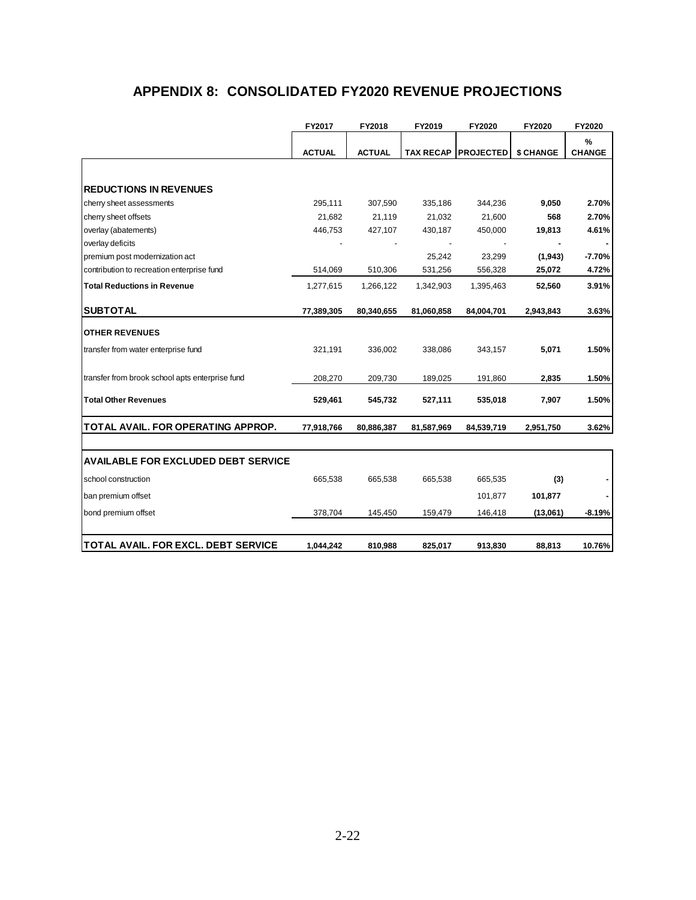# APPENDIX 8: CONSOLIDATED FY2020 REVENUE PROJECTIONS

| | FY2017 | FY2018 | FY2019 | FY2020 | FY2020 | FY2020 |
|---|---|---|---|---|---|---|
| | ACTUAL | ACTUAL | TAX RECAP | PROJECTED | $ CHANGE | % CHANGE |
| **REDUCTIONS IN REVENUES** | | | | | | |
| cherry sheet assessments | 295,111 | 307,590 | 335,186 | 344,236 | **9,050** | **2.70%** |
| cherry sheet offsets | 21,682 | 21,119 | 21,032 | 21,600 | **568** | **2.70%** |
| overlay (abatements) | 446,753 | 427,107 | 430,187 | 450,000 | **19,813** | **4.61%** |
| overlay deficits | - | - | - | - | **-** | **-** |
| premium post modernization act | | | 25,242 | 23,299 | **(1,943)** | **-7.70%** |
| contribution to recreation enterprise fund | 514,069 | 510,306 | 531,256 | 556,328 | **25,072** | **4.72%** |
| **Total Reductions in Revenue** | 1,277,615 | 1,266,122 | 1,342,903 | 1,395,463 | **52,560** | **3.91%** |
| **SUBTOTAL** | **77,389,305** | **80,340,655** | **81,060,858** | **84,004,701** | **2,943,843** | **3.63%** |
| **OTHER REVENUES** | | | | | | |
| transfer from water enterprise fund | 321,191 | 336,002 | 338,086 | 343,157 | **5,071** | **1.50%** |
| transfer from brook school apts enterprise fund | 208,270 | 209,730 | 189,025 | 191,860 | **2,835** | **1.50%** |
| **Total Other Revenues** | **529,461** | **545,732** | **527,111** | **535,018** | **7,907** | **1.50%** |
| **TOTAL AVAIL. FOR OPERATING APPROP.** | **77,918,766** | **80,886,387** | **81,587,969** | **84,539,719** | **2,951,750** | **3.62%** |
| **AVAILABLE FOR EXCLUDED DEBT SERVICE** | | | | | | |
| school construction | 665,538 | 665,538 | 665,538 | 665,535 | **(3)** | **-** |
| ban premium offset | | | | 101,877 | **101,877** | **-** |
| bond premium offset | 378,704 | 145,450 | 159,479 | 146,418 | **(13,061)** | **-8.19%** |
| **TOTAL AVAIL. FOR EXCL. DEBT SERVICE** | **1,044,242** | **810,988** | **825,017** | **913,830** | **88,813** | **10.76%** |